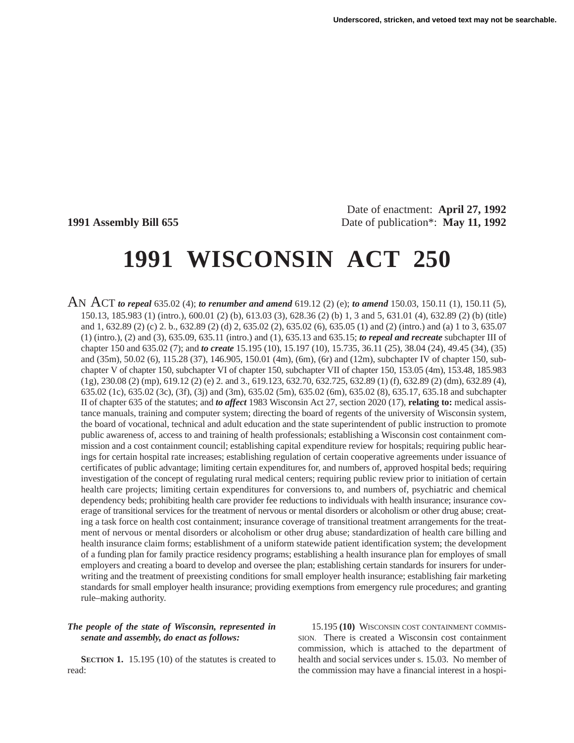Underscored, stricken, and vetoed text may not be searchable.

Date of enactment: **April 27, 1992**

**1991 Assembly Bill 655** Date of publication*: **May 11, 1992**

# 1991 WISCONSIN ACT 250

AN ACT ***to repeal*** 635.02 (4); ***to renumber and amend*** 619.12 (2) (e); ***to amend*** 150.03, 150.11 (1), 150.11 (5), 150.13, 185.983 (1) (intro.), 600.01 (2) (b), 613.03 (3), 628.36 (2) (b) 1, 3 and 5, 631.01 (4), 632.89 (2) (b) (title) and 1, 632.89 (2) (c) 2. b., 632.89 (2) (d) 2, 635.02 (2), 635.02 (6), 635.05 (1) and (2) (intro.) and (a) 1 to 3, 635.07 (1) (intro.), (2) and (3), 635.09, 635.11 (intro.) and (1), 635.13 and 635.15; ***to repeal and recreate*** subchapter III of chapter 150 and 635.02 (7); and ***to create*** 15.195 (10), 15.197 (10), 15.735, 36.11 (25), 38.04 (24), 49.45 (34), (35) and (35m), 50.02 (6), 115.28 (37), 146.905, 150.01 (4m), (6m), (6r) and (12m), subchapter IV of chapter 150, subchapter V of chapter 150, subchapter VI of chapter 150, subchapter VII of chapter 150, 153.05 (4m), 153.48, 185.983 (1g), 230.08 (2) (mp), 619.12 (2) (e) 2. and 3., 619.123, 632.70, 632.725, 632.89 (1) (f), 632.89 (2) (dm), 632.89 (4), 635.02 (1c), 635.02 (3c), (3f), (3j) and (3m), 635.02 (5m), 635.02 (6m), 635.02 (8), 635.17, 635.18 and subchapter II of chapter 635 of the statutes; and ***to affect*** 1983 Wisconsin Act 27, section 2020 (17), **relating to:** medical assistance manuals, training and computer system; directing the board of regents of the university of Wisconsin system, the board of vocational, technical and adult education and the state superintendent of public instruction to promote public awareness of, access to and training of health professionals; establishing a Wisconsin cost containment commission and a cost containment council; establishing capital expenditure review for hospitals; requiring public hearings for certain hospital rate increases; establishing regulation of certain cooperative agreements under issuance of certificates of public advantage; limiting certain expenditures for, and numbers of, approved hospital beds; requiring investigation of the concept of regulating rural medical centers; requiring public review prior to initiation of certain health care projects; limiting certain expenditures for conversions to, and numbers of, psychiatric and chemical dependency beds; prohibiting health care provider fee reductions to individuals with health insurance; insurance coverage of transitional services for the treatment of nervous or mental disorders or alcoholism or other drug abuse; creating a task force on health cost containment; insurance coverage of transitional treatment arrangements for the treatment of nervous or mental disorders or alcoholism or other drug abuse; standardization of health care billing and health insurance claim forms; establishment of a uniform statewide patient identification system; the development of a funding plan for family practice residency programs; establishing a health insurance plan for employes of small employers and creating a board to develop and oversee the plan; establishing certain standards for insurers for underwriting and the treatment of preexisting conditions for small employer health insurance; establishing fair marketing standards for small employer health insurance; providing exemptions from emergency rule procedures; and granting rule–making authority.

***The people of the state of Wisconsin, represented in senate and assembly, do enact as follows:***

**SECTION 1.** 15.195 (10) of the statutes is created to read:

15.195 **(10)** WISCONSIN COST CONTAINMENT COMMISSION. There is created a Wisconsin cost containment commission, which is attached to the department of health and social services under s. 15.03. No member of the commission may have a financial interest in a hospi-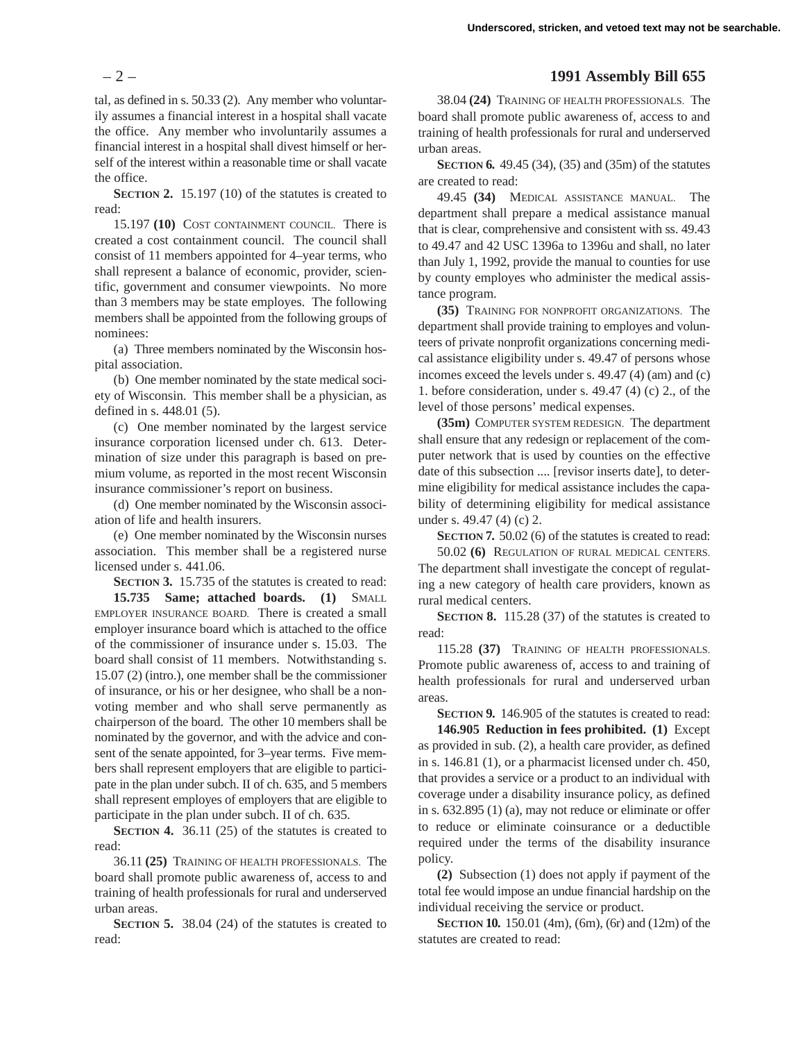tal, as defined in s. 50.33 (2). Any member who voluntarily assumes a financial interest in a hospital shall vacate the office. Any member who involuntarily assumes a financial interest in a hospital shall divest himself or herself of the interest within a reasonable time or shall vacate the office.

**SECTION 2.** 15.197 (10) of the statutes is created to read:

15.197 **(10)** COST CONTAINMENT COUNCIL. There is created a cost containment council. The council shall consist of 11 members appointed for 4–year terms, who shall represent a balance of economic, provider, scientific, government and consumer viewpoints. No more than 3 members may be state employes. The following members shall be appointed from the following groups of nominees:

(a) Three members nominated by the Wisconsin hospital association.

(b) One member nominated by the state medical society of Wisconsin. This member shall be a physician, as defined in s. 448.01 (5).

(c) One member nominated by the largest service insurance corporation licensed under ch. 613. Determination of size under this paragraph is based on premium volume, as reported in the most recent Wisconsin insurance commissioner's report on business.

(d) One member nominated by the Wisconsin association of life and health insurers.

(e) One member nominated by the Wisconsin nurses association. This member shall be a registered nurse licensed under s. 441.06.

**SECTION 3.** 15.735 of the statutes is created to read:

**15.735 Same; attached boards. (1)** SMALL EMPLOYER INSURANCE BOARD. There is created a small employer insurance board which is attached to the office of the commissioner of insurance under s. 15.03. The board shall consist of 11 members. Notwithstanding s. 15.07 (2) (intro.), one member shall be the commissioner of insurance, or his or her designee, who shall be a nonvoting member and who shall serve permanently as chairperson of the board. The other 10 members shall be nominated by the governor, and with the advice and consent of the senate appointed, for 3–year terms. Five members shall represent employers that are eligible to participate in the plan under subch. II of ch. 635, and 5 members shall represent employes of employers that are eligible to participate in the plan under subch. II of ch. 635.

**SECTION 4.** 36.11 (25) of the statutes is created to read:

36.11 **(25)** TRAINING OF HEALTH PROFESSIONALS. The board shall promote public awareness of, access to and training of health professionals for rural and underserved urban areas.

**SECTION 5.** 38.04 (24) of the statutes is created to read:

38.04 **(24)** TRAINING OF HEALTH PROFESSIONALS. The board shall promote public awareness of, access to and training of health professionals for rural and underserved urban areas.

**SECTION 6.** 49.45 (34), (35) and (35m) of the statutes are created to read:

49.45 **(34)** MEDICAL ASSISTANCE MANUAL. The department shall prepare a medical assistance manual that is clear, comprehensive and consistent with ss. 49.43 to 49.47 and 42 USC 1396a to 1396u and shall, no later than July 1, 1992, provide the manual to counties for use by county employes who administer the medical assistance program.

**(35)** TRAINING FOR NONPROFIT ORGANIZATIONS. The department shall provide training to employes and volunteers of private nonprofit organizations concerning medical assistance eligibility under s. 49.47 of persons whose incomes exceed the levels under s. 49.47 (4) (am) and (c) 1. before consideration, under s. 49.47 (4) (c) 2., of the level of those persons' medical expenses.

**(35m)** COMPUTER SYSTEM REDESIGN. The department shall ensure that any redesign or replacement of the computer network that is used by counties on the effective date of this subsection .... [revisor inserts date], to determine eligibility for medical assistance includes the capability of determining eligibility for medical assistance under s. 49.47 (4) (c) 2.

**SECTION 7.** 50.02 (6) of the statutes is created to read:

50.02 **(6)** REGULATION OF RURAL MEDICAL CENTERS. The department shall investigate the concept of regulating a new category of health care providers, known as rural medical centers.

**SECTION 8.** 115.28 (37) of the statutes is created to read:

115.28 **(37)** TRAINING OF HEALTH PROFESSIONALS. Promote public awareness of, access to and training of health professionals for rural and underserved urban areas.

**SECTION 9.** 146.905 of the statutes is created to read:

**146.905 Reduction in fees prohibited. (1)** Except as provided in sub. (2), a health care provider, as defined in s. 146.81 (1), or a pharmacist licensed under ch. 450, that provides a service or a product to an individual with coverage under a disability insurance policy, as defined in s. 632.895 (1) (a), may not reduce or eliminate or offer to reduce or eliminate coinsurance or a deductible required under the terms of the disability insurance policy.

**(2)** Subsection (1) does not apply if payment of the total fee would impose an undue financial hardship on the individual receiving the service or product.

**SECTION 10.** 150.01 (4m), (6m), (6r) and (12m) of the statutes are created to read: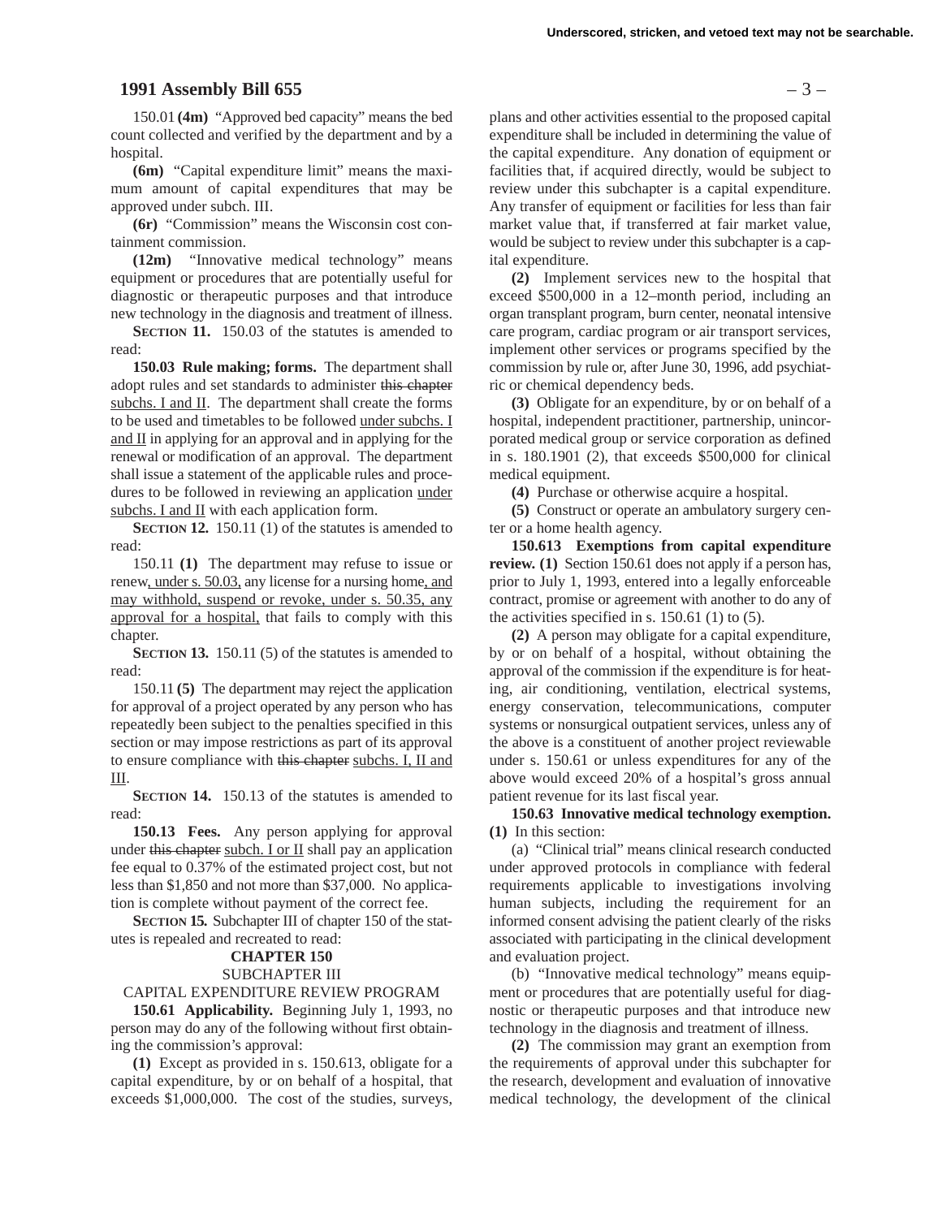150.01 **(4m)** "Approved bed capacity" means the bed count collected and verified by the department and by a hospital.

**(6m)** "Capital expenditure limit" means the maximum amount of capital expenditures that may be approved under subch. III.

**(6r)** "Commission" means the Wisconsin cost containment commission.

**(12m)** "Innovative medical technology" means equipment or procedures that are potentially useful for diagnostic or therapeutic purposes and that introduce new technology in the diagnosis and treatment of illness.

**SECTION 11.** 150.03 of the statutes is amended to read:

**150.03 Rule making; forms.** The department shall adopt rules and set standards to administer ~~this chapter~~ subchs. I and II. The department shall create the forms to be used and timetables to be followed under subchs. I and II in applying for an approval and in applying for the renewal or modification of an approval. The department shall issue a statement of the applicable rules and procedures to be followed in reviewing an application under subchs. I and II with each application form.

**SECTION 12.** 150.11 (1) of the statutes is amended to read:

150.11 **(1)** The department may refuse to issue or renew, under s. 50.03, any license for a nursing home, and may withhold, suspend or revoke, under s. 50.35, any approval for a hospital, that fails to comply with this chapter.

**SECTION 13.** 150.11 (5) of the statutes is amended to read:

150.11 **(5)** The department may reject the application for approval of a project operated by any person who has repeatedly been subject to the penalties specified in this section or may impose restrictions as part of its approval to ensure compliance with ~~this chapter~~ subchs. I, II and III.

**SECTION 14.** 150.13 of the statutes is amended to read:

**150.13 Fees.** Any person applying for approval under ~~this chapter~~ subch. I or II shall pay an application fee equal to 0.37% of the estimated project cost, but not less than $1,850 and not more than $37,000. No application is complete without payment of the correct fee.

**SECTION 15.** Subchapter III of chapter 150 of the statutes is repealed and recreated to read:

**CHAPTER 150**

SUBCHAPTER III

CAPITAL EXPENDITURE REVIEW PROGRAM

**150.61 Applicability.** Beginning July 1, 1993, no person may do any of the following without first obtaining the commission's approval:

**(1)** Except as provided in s. 150.613, obligate for a capital expenditure, by or on behalf of a hospital, that exceeds $1,000,000. The cost of the studies, surveys, plans and other activities essential to the proposed capital expenditure shall be included in determining the value of the capital expenditure. Any donation of equipment or facilities that, if acquired directly, would be subject to review under this subchapter is a capital expenditure. Any transfer of equipment or facilities for less than fair market value that, if transferred at fair market value, would be subject to review under this subchapter is a capital expenditure.

**(2)** Implement services new to the hospital that exceed $500,000 in a 12–month period, including an organ transplant program, burn center, neonatal intensive care program, cardiac program or air transport services, implement other services or programs specified by the commission by rule or, after June 30, 1996, add psychiatric or chemical dependency beds.

**(3)** Obligate for an expenditure, by or on behalf of a hospital, independent practitioner, partnership, unincorporated medical group or service corporation as defined in s. 180.1901 (2), that exceeds $500,000 for clinical medical equipment.

**(4)** Purchase or otherwise acquire a hospital.

**(5)** Construct or operate an ambulatory surgery center or a home health agency.

**150.613 Exemptions from capital expenditure review. (1)** Section 150.61 does not apply if a person has, prior to July 1, 1993, entered into a legally enforceable contract, promise or agreement with another to do any of the activities specified in s. 150.61 (1) to (5).

**(2)** A person may obligate for a capital expenditure, by or on behalf of a hospital, without obtaining the approval of the commission if the expenditure is for heating, air conditioning, ventilation, electrical systems, energy conservation, telecommunications, computer systems or nonsurgical outpatient services, unless any of the above is a constituent of another project reviewable under s. 150.61 or unless expenditures for any of the above would exceed 20% of a hospital's gross annual patient revenue for its last fiscal year.

**150.63 Innovative medical technology exemption. (1)** In this section:

(a) "Clinical trial" means clinical research conducted under approved protocols in compliance with federal requirements applicable to investigations involving human subjects, including the requirement for an informed consent advising the patient clearly of the risks associated with participating in the clinical development and evaluation project.

(b) "Innovative medical technology" means equipment or procedures that are potentially useful for diagnostic or therapeutic purposes and that introduce new technology in the diagnosis and treatment of illness.

**(2)** The commission may grant an exemption from the requirements of approval under this subchapter for the research, development and evaluation of innovative medical technology, the development of the clinical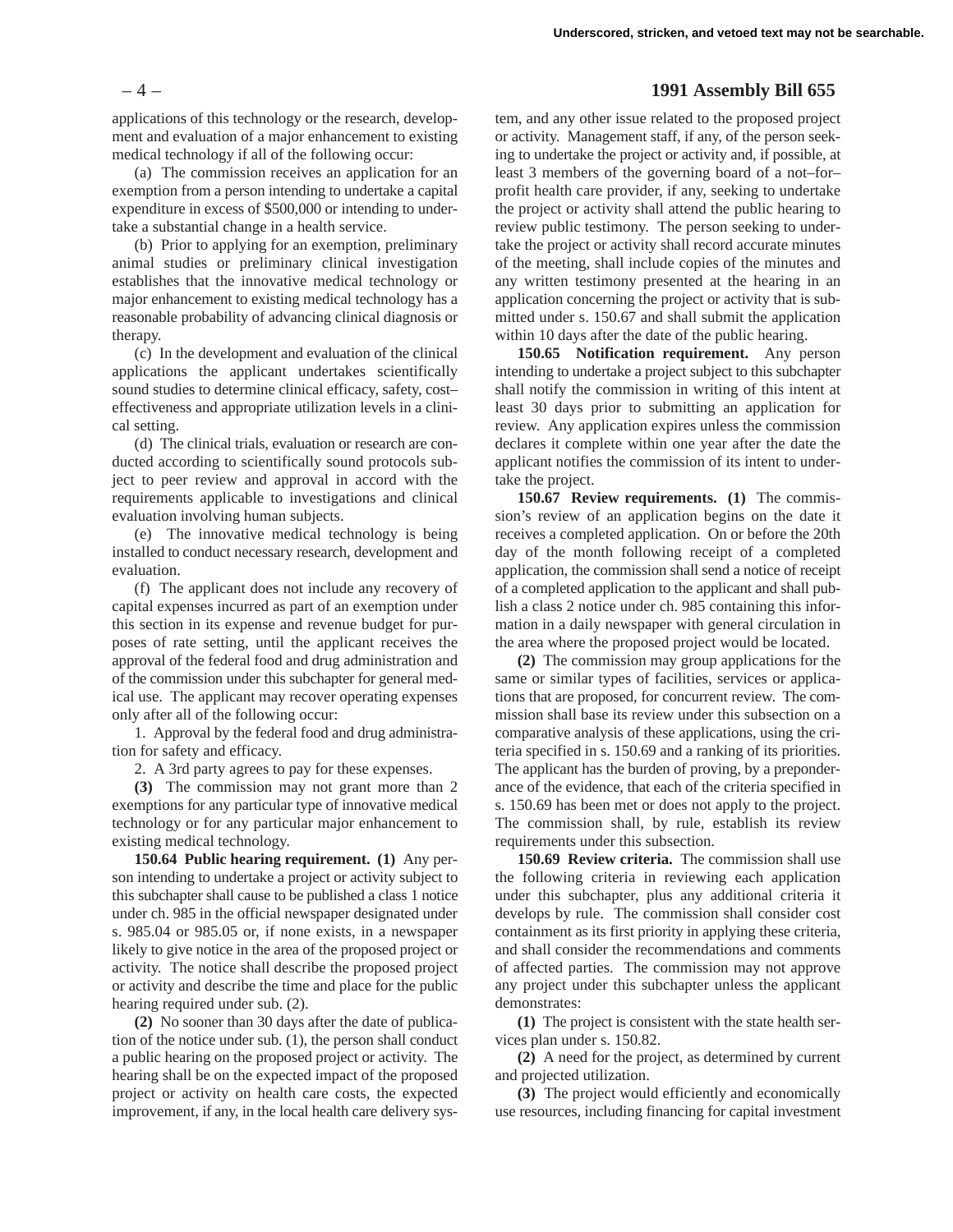applications of this technology or the research, development and evaluation of a major enhancement to existing medical technology if all of the following occur:

(a) The commission receives an application for an exemption from a person intending to undertake a capital expenditure in excess of $500,000 or intending to undertake a substantial change in a health service.

(b) Prior to applying for an exemption, preliminary animal studies or preliminary clinical investigation establishes that the innovative medical technology or major enhancement to existing medical technology has a reasonable probability of advancing clinical diagnosis or therapy.

(c) In the development and evaluation of the clinical applications the applicant undertakes scientifically sound studies to determine clinical efficacy, safety, cost–effectiveness and appropriate utilization levels in a clinical setting.

(d) The clinical trials, evaluation or research are conducted according to scientifically sound protocols subject to peer review and approval in accord with the requirements applicable to investigations and clinical evaluation involving human subjects.

(e) The innovative medical technology is being installed to conduct necessary research, development and evaluation.

(f) The applicant does not include any recovery of capital expenses incurred as part of an exemption under this section in its expense and revenue budget for purposes of rate setting, until the applicant receives the approval of the federal food and drug administration and of the commission under this subchapter for general medical use. The applicant may recover operating expenses only after all of the following occur:

1. Approval by the federal food and drug administration for safety and efficacy.

2. A 3rd party agrees to pay for these expenses.

**(3)** The commission may not grant more than 2 exemptions for any particular type of innovative medical technology or for any particular major enhancement to existing medical technology.

**150.64 Public hearing requirement. (1)** Any person intending to undertake a project or activity subject to this subchapter shall cause to be published a class 1 notice under ch. 985 in the official newspaper designated under s. 985.04 or 985.05 or, if none exists, in a newspaper likely to give notice in the area of the proposed project or activity. The notice shall describe the proposed project or activity and describe the time and place for the public hearing required under sub. (2).

**(2)** No sooner than 30 days after the date of publication of the notice under sub. (1), the person shall conduct a public hearing on the proposed project or activity. The hearing shall be on the expected impact of the proposed project or activity on health care costs, the expected improvement, if any, in the local health care delivery system, and any other issue related to the proposed project or activity. Management staff, if any, of the person seeking to undertake the project or activity and, if possible, at least 3 members of the governing board of a not–for–profit health care provider, if any, seeking to undertake the project or activity shall attend the public hearing to review public testimony. The person seeking to undertake the project or activity shall record accurate minutes of the meeting, shall include copies of the minutes and any written testimony presented at the hearing in an application concerning the project or activity that is submitted under s. 150.67 and shall submit the application within 10 days after the date of the public hearing.

**150.65 Notification requirement.** Any person intending to undertake a project subject to this subchapter shall notify the commission in writing of this intent at least 30 days prior to submitting an application for review. Any application expires unless the commission declares it complete within one year after the date the applicant notifies the commission of its intent to undertake the project.

**150.67 Review requirements. (1)** The commission's review of an application begins on the date it receives a completed application. On or before the 20th day of the month following receipt of a completed application, the commission shall send a notice of receipt of a completed application to the applicant and shall publish a class 2 notice under ch. 985 containing this information in a daily newspaper with general circulation in the area where the proposed project would be located.

**(2)** The commission may group applications for the same or similar types of facilities, services or applications that are proposed, for concurrent review. The commission shall base its review under this subsection on a comparative analysis of these applications, using the criteria specified in s. 150.69 and a ranking of its priorities. The applicant has the burden of proving, by a preponderance of the evidence, that each of the criteria specified in s. 150.69 has been met or does not apply to the project. The commission shall, by rule, establish its review requirements under this subsection.

**150.69 Review criteria.** The commission shall use the following criteria in reviewing each application under this subchapter, plus any additional criteria it develops by rule. The commission shall consider cost containment as its first priority in applying these criteria, and shall consider the recommendations and comments of affected parties. The commission may not approve any project under this subchapter unless the applicant demonstrates:

**(1)** The project is consistent with the state health services plan under s. 150.82.

**(2)** A need for the project, as determined by current and projected utilization.

**(3)** The project would efficiently and economically use resources, including financing for capital investment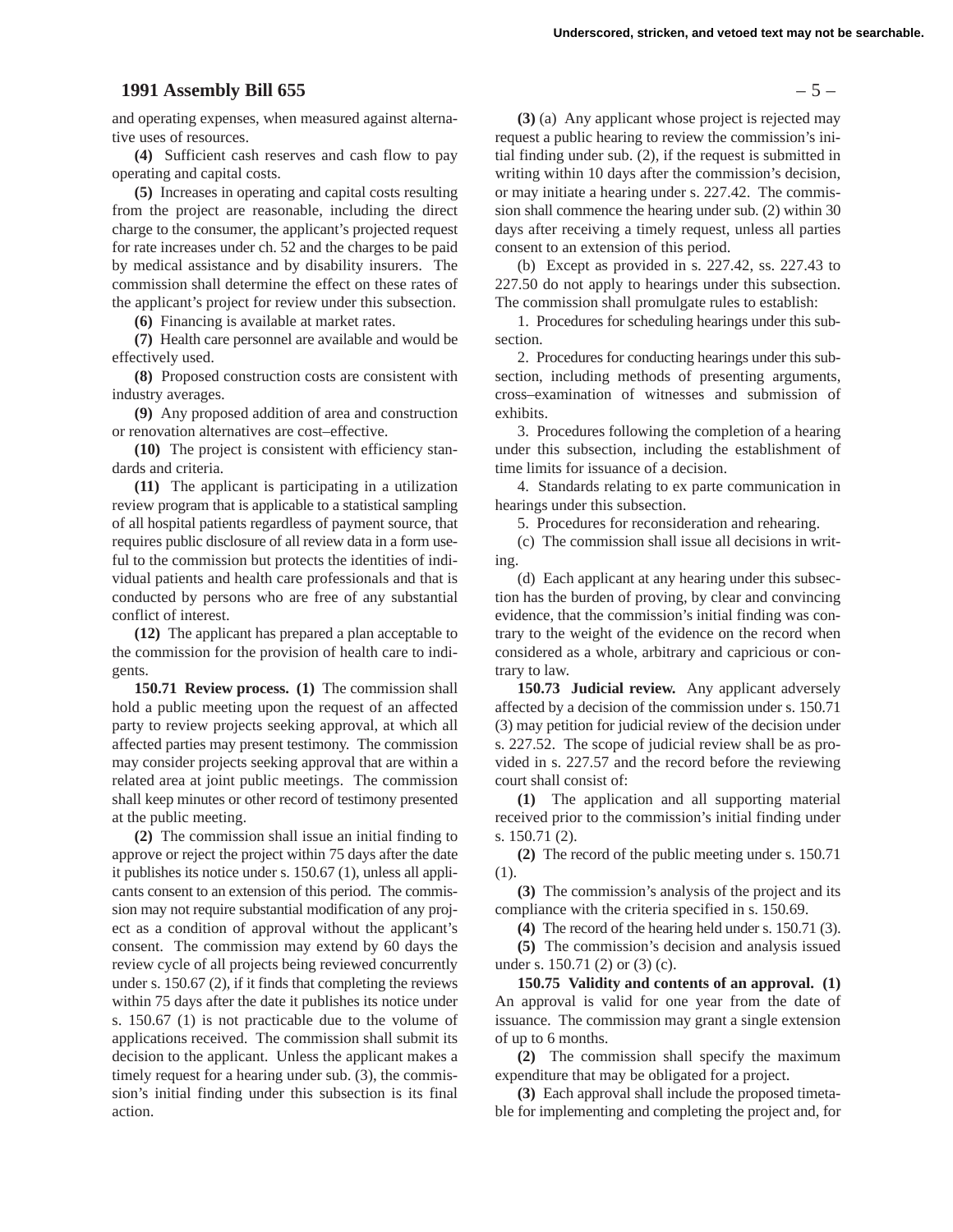and operating expenses, when measured against alternative uses of resources.

**(4)** Sufficient cash reserves and cash flow to pay operating and capital costs.

**(5)** Increases in operating and capital costs resulting from the project are reasonable, including the direct charge to the consumer, the applicant's projected request for rate increases under ch. 52 and the charges to be paid by medical assistance and by disability insurers. The commission shall determine the effect on these rates of the applicant's project for review under this subsection.

**(6)** Financing is available at market rates.

**(7)** Health care personnel are available and would be effectively used.

**(8)** Proposed construction costs are consistent with industry averages.

**(9)** Any proposed addition of area and construction or renovation alternatives are cost–effective.

**(10)** The project is consistent with efficiency standards and criteria.

**(11)** The applicant is participating in a utilization review program that is applicable to a statistical sampling of all hospital patients regardless of payment source, that requires public disclosure of all review data in a form useful to the commission but protects the identities of individual patients and health care professionals and that is conducted by persons who are free of any substantial conflict of interest.

**(12)** The applicant has prepared a plan acceptable to the commission for the provision of health care to indigents.

**150.71 Review process. (1)** The commission shall hold a public meeting upon the request of an affected party to review projects seeking approval, at which all affected parties may present testimony. The commission may consider projects seeking approval that are within a related area at joint public meetings. The commission shall keep minutes or other record of testimony presented at the public meeting.

**(2)** The commission shall issue an initial finding to approve or reject the project within 75 days after the date it publishes its notice under s. 150.67 (1), unless all applicants consent to an extension of this period. The commission may not require substantial modification of any project as a condition of approval without the applicant's consent. The commission may extend by 60 days the review cycle of all projects being reviewed concurrently under s. 150.67 (2), if it finds that completing the reviews within 75 days after the date it publishes its notice under s. 150.67 (1) is not practicable due to the volume of applications received. The commission shall submit its decision to the applicant. Unless the applicant makes a timely request for a hearing under sub. (3), the commission's initial finding under this subsection is its final action.

**(3)** (a) Any applicant whose project is rejected may request a public hearing to review the commission's initial finding under sub. (2), if the request is submitted in writing within 10 days after the commission's decision, or may initiate a hearing under s. 227.42. The commission shall commence the hearing under sub. (2) within 30 days after receiving a timely request, unless all parties consent to an extension of this period.

(b) Except as provided in s. 227.42, ss. 227.43 to 227.50 do not apply to hearings under this subsection. The commission shall promulgate rules to establish:

1. Procedures for scheduling hearings under this subsection.

2. Procedures for conducting hearings under this subsection, including methods of presenting arguments, cross–examination of witnesses and submission of exhibits.

3. Procedures following the completion of a hearing under this subsection, including the establishment of time limits for issuance of a decision.

4. Standards relating to ex parte communication in hearings under this subsection.

5. Procedures for reconsideration and rehearing.

(c) The commission shall issue all decisions in writing.

(d) Each applicant at any hearing under this subsection has the burden of proving, by clear and convincing evidence, that the commission's initial finding was contrary to the weight of the evidence on the record when considered as a whole, arbitrary and capricious or contrary to law.

**150.73 Judicial review.** Any applicant adversely affected by a decision of the commission under s. 150.71 (3) may petition for judicial review of the decision under s. 227.52. The scope of judicial review shall be as provided in s. 227.57 and the record before the reviewing court shall consist of:

**(1)** The application and all supporting material received prior to the commission's initial finding under s. 150.71 (2).

**(2)** The record of the public meeting under s. 150.71 (1).

**(3)** The commission's analysis of the project and its compliance with the criteria specified in s. 150.69.

**(4)** The record of the hearing held under s. 150.71 (3).

**(5)** The commission's decision and analysis issued under s. 150.71 (2) or (3) (c).

**150.75 Validity and contents of an approval. (1)** An approval is valid for one year from the date of issuance. The commission may grant a single extension of up to 6 months.

**(2)** The commission shall specify the maximum expenditure that may be obligated for a project.

**(3)** Each approval shall include the proposed timetable for implementing and completing the project and, for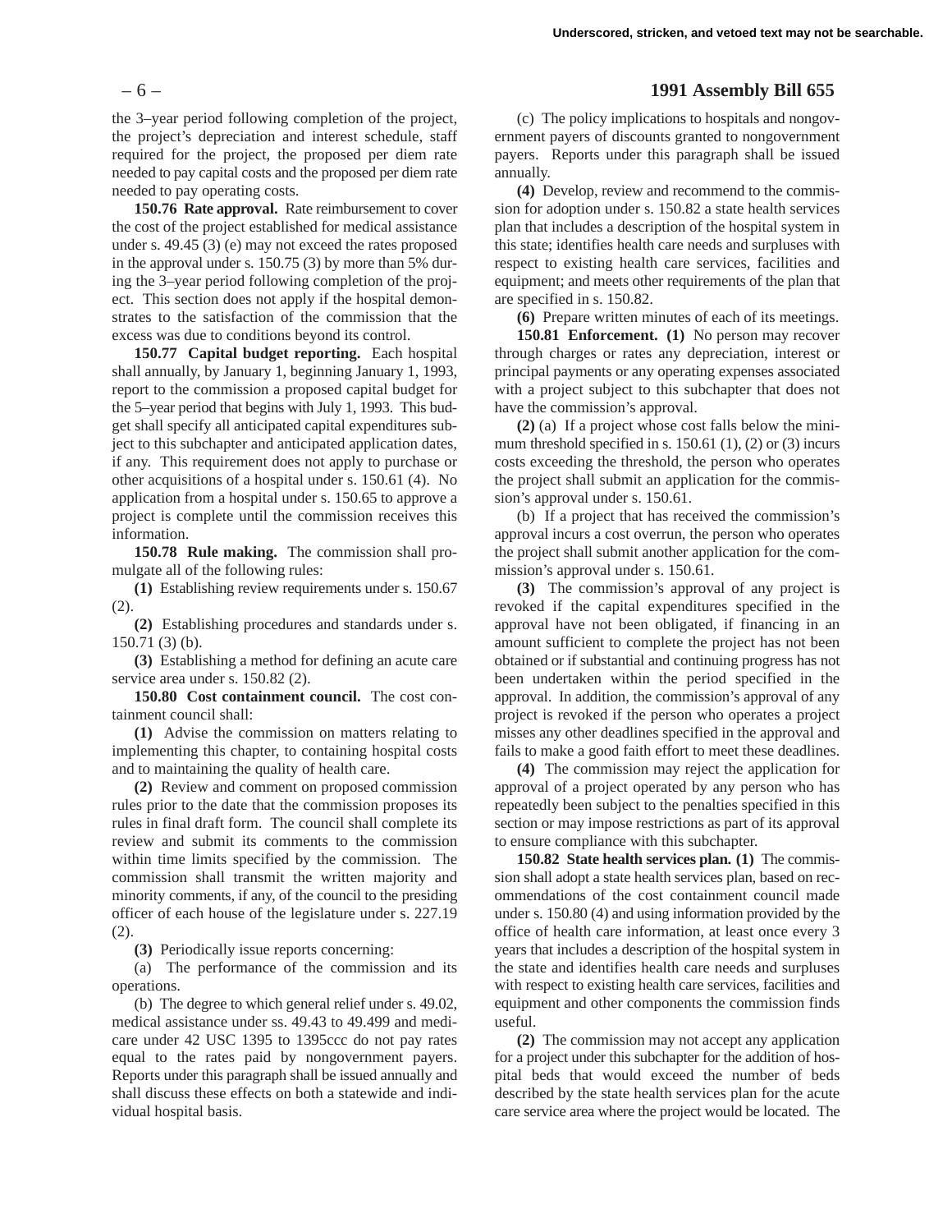the 3–year period following completion of the project, the project's depreciation and interest schedule, staff required for the project, the proposed per diem rate needed to pay capital costs and the proposed per diem rate needed to pay operating costs.

**150.76 Rate approval.** Rate reimbursement to cover the cost of the project established for medical assistance under s. 49.45 (3) (e) may not exceed the rates proposed in the approval under s. 150.75 (3) by more than 5% during the 3–year period following completion of the project. This section does not apply if the hospital demonstrates to the satisfaction of the commission that the excess was due to conditions beyond its control.

**150.77 Capital budget reporting.** Each hospital shall annually, by January 1, beginning January 1, 1993, report to the commission a proposed capital budget for the 5–year period that begins with July 1, 1993. This budget shall specify all anticipated capital expenditures subject to this subchapter and anticipated application dates, if any. This requirement does not apply to purchase or other acquisitions of a hospital under s. 150.61 (4). No application from a hospital under s. 150.65 to approve a project is complete until the commission receives this information.

**150.78 Rule making.** The commission shall promulgate all of the following rules:

**(1)** Establishing review requirements under s. 150.67 (2).

**(2)** Establishing procedures and standards under s. 150.71 (3) (b).

**(3)** Establishing a method for defining an acute care service area under s. 150.82 (2).

**150.80 Cost containment council.** The cost containment council shall:

**(1)** Advise the commission on matters relating to implementing this chapter, to containing hospital costs and to maintaining the quality of health care.

**(2)** Review and comment on proposed commission rules prior to the date that the commission proposes its rules in final draft form. The council shall complete its review and submit its comments to the commission within time limits specified by the commission. The commission shall transmit the written majority and minority comments, if any, of the council to the presiding officer of each house of the legislature under s. 227.19 (2).

**(3)** Periodically issue reports concerning:

(a) The performance of the commission and its operations.

(b) The degree to which general relief under s. 49.02, medical assistance under ss. 49.43 to 49.499 and medicare under 42 USC 1395 to 1395ccc do not pay rates equal to the rates paid by nongovernment payers. Reports under this paragraph shall be issued annually and shall discuss these effects on both a statewide and individual hospital basis.

(c) The policy implications to hospitals and nongovernment payers of discounts granted to nongovernment payers. Reports under this paragraph shall be issued annually.

**(4)** Develop, review and recommend to the commission for adoption under s. 150.82 a state health services plan that includes a description of the hospital system in this state; identifies health care needs and surpluses with respect to existing health care services, facilities and equipment; and meets other requirements of the plan that are specified in s. 150.82.

**(6)** Prepare written minutes of each of its meetings.

**150.81 Enforcement. (1)** No person may recover through charges or rates any depreciation, interest or principal payments or any operating expenses associated with a project subject to this subchapter that does not have the commission's approval.

**(2)** (a) If a project whose cost falls below the minimum threshold specified in s. 150.61 (1), (2) or (3) incurs costs exceeding the threshold, the person who operates the project shall submit an application for the commission's approval under s. 150.61.

(b) If a project that has received the commission's approval incurs a cost overrun, the person who operates the project shall submit another application for the commission's approval under s. 150.61.

**(3)** The commission's approval of any project is revoked if the capital expenditures specified in the approval have not been obligated, if financing in an amount sufficient to complete the project has not been obtained or if substantial and continuing progress has not been undertaken within the period specified in the approval. In addition, the commission's approval of any project is revoked if the person who operates a project misses any other deadlines specified in the approval and fails to make a good faith effort to meet these deadlines.

**(4)** The commission may reject the application for approval of a project operated by any person who has repeatedly been subject to the penalties specified in this section or may impose restrictions as part of its approval to ensure compliance with this subchapter.

**150.82 State health services plan. (1)** The commission shall adopt a state health services plan, based on recommendations of the cost containment council made under s. 150.80 (4) and using information provided by the office of health care information, at least once every 3 years that includes a description of the hospital system in the state and identifies health care needs and surpluses with respect to existing health care services, facilities and equipment and other components the commission finds useful.

**(2)** The commission may not accept any application for a project under this subchapter for the addition of hospital beds that would exceed the number of beds described by the state health services plan for the acute care service area where the project would be located. The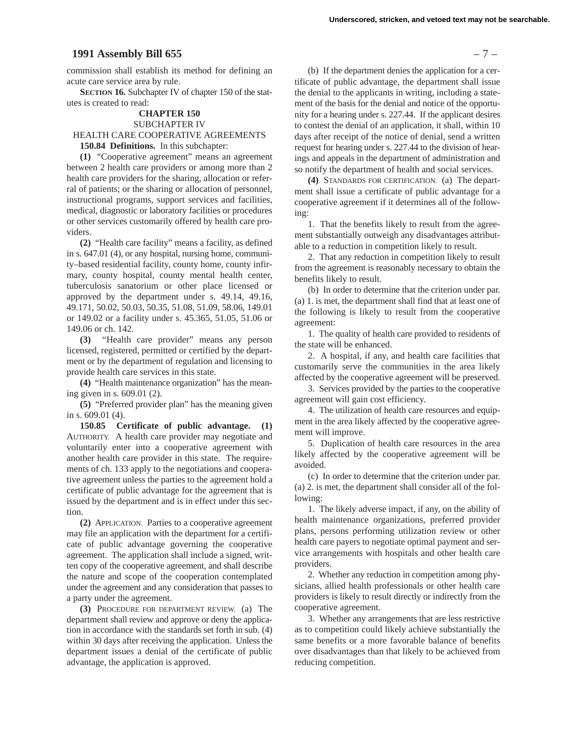commission shall establish its method for defining an acute care service area by rule.

**SECTION 16.** Subchapter IV of chapter 150 of the statutes is created to read:

**CHAPTER 150**

SUBCHAPTER IV

HEALTH CARE COOPERATIVE AGREEMENTS

**150.84 Definitions.** In this subchapter:

**(1)** "Cooperative agreement" means an agreement between 2 health care providers or among more than 2 health care providers for the sharing, allocation or referral of patients; or the sharing or allocation of personnel, instructional programs, support services and facilities, medical, diagnostic or laboratory facilities or procedures or other services customarily offered by health care providers.

**(2)** "Health care facility" means a facility, as defined in s. 647.01 (4), or any hospital, nursing home, community–based residential facility, county home, county infirmary, county hospital, county mental health center, tuberculosis sanatorium or other place licensed or approved by the department under s. 49.14, 49.16, 49.171, 50.02, 50.03, 50.35, 51.08, 51.09, 58.06, 149.01 or 149.02 or a facility under s. 45.365, 51.05, 51.06 or 149.06 or ch. 142.

**(3)** "Health care provider" means any person licensed, registered, permitted or certified by the department or by the department of regulation and licensing to provide health care services in this state.

**(4)** "Health maintenance organization" has the meaning given in s. 609.01 (2).

**(5)** "Preferred provider plan" has the meaning given in s. 609.01 (4).

**150.85 Certificate of public advantage. (1)** AUTHORITY. A health care provider may negotiate and voluntarily enter into a cooperative agreement with another health care provider in this state. The requirements of ch. 133 apply to the negotiations and cooperative agreement unless the parties to the agreement hold a certificate of public advantage for the agreement that is issued by the department and is in effect under this section.

**(2)** APPLICATION. Parties to a cooperative agreement may file an application with the department for a certificate of public advantage governing the cooperative agreement. The application shall include a signed, written copy of the cooperative agreement, and shall describe the nature and scope of the cooperation contemplated under the agreement and any consideration that passes to a party under the agreement.

**(3)** PROCEDURE FOR DEPARTMENT REVIEW. (a) The department shall review and approve or deny the application in accordance with the standards set forth in sub. (4) within 30 days after receiving the application. Unless the department issues a denial of the certificate of public advantage, the application is approved.

(b) If the department denies the application for a certificate of public advantage, the department shall issue the denial to the applicants in writing, including a statement of the basis for the denial and notice of the opportunity for a hearing under s. 227.44. If the applicant desires to contest the denial of an application, it shall, within 10 days after receipt of the notice of denial, send a written request for hearing under s. 227.44 to the division of hearings and appeals in the department of administration and so notify the department of health and social services.

**(4)** STANDARDS FOR CERTIFICATION. (a) The department shall issue a certificate of public advantage for a cooperative agreement if it determines all of the following:

1. That the benefits likely to result from the agreement substantially outweigh any disadvantages attributable to a reduction in competition likely to result.

2. That any reduction in competition likely to result from the agreement is reasonably necessary to obtain the benefits likely to result.

(b) In order to determine that the criterion under par. (a) 1. is met, the department shall find that at least one of the following is likely to result from the cooperative agreement:

1. The quality of health care provided to residents of the state will be enhanced.

2. A hospital, if any, and health care facilities that customarily serve the communities in the area likely affected by the cooperative agreement will be preserved.

3. Services provided by the parties to the cooperative agreement will gain cost efficiency.

4. The utilization of health care resources and equipment in the area likely affected by the cooperative agreement will improve.

5. Duplication of health care resources in the area likely affected by the cooperative agreement will be avoided.

(c) In order to determine that the criterion under par. (a) 2. is met, the department shall consider all of the following:

1. The likely adverse impact, if any, on the ability of health maintenance organizations, preferred provider plans, persons performing utilization review or other health care payers to negotiate optimal payment and service arrangements with hospitals and other health care providers.

2. Whether any reduction in competition among physicians, allied health professionals or other health care providers is likely to result directly or indirectly from the cooperative agreement.

3. Whether any arrangements that are less restrictive as to competition could likely achieve substantially the same benefits or a more favorable balance of benefits over disadvantages than that likely to be achieved from reducing competition.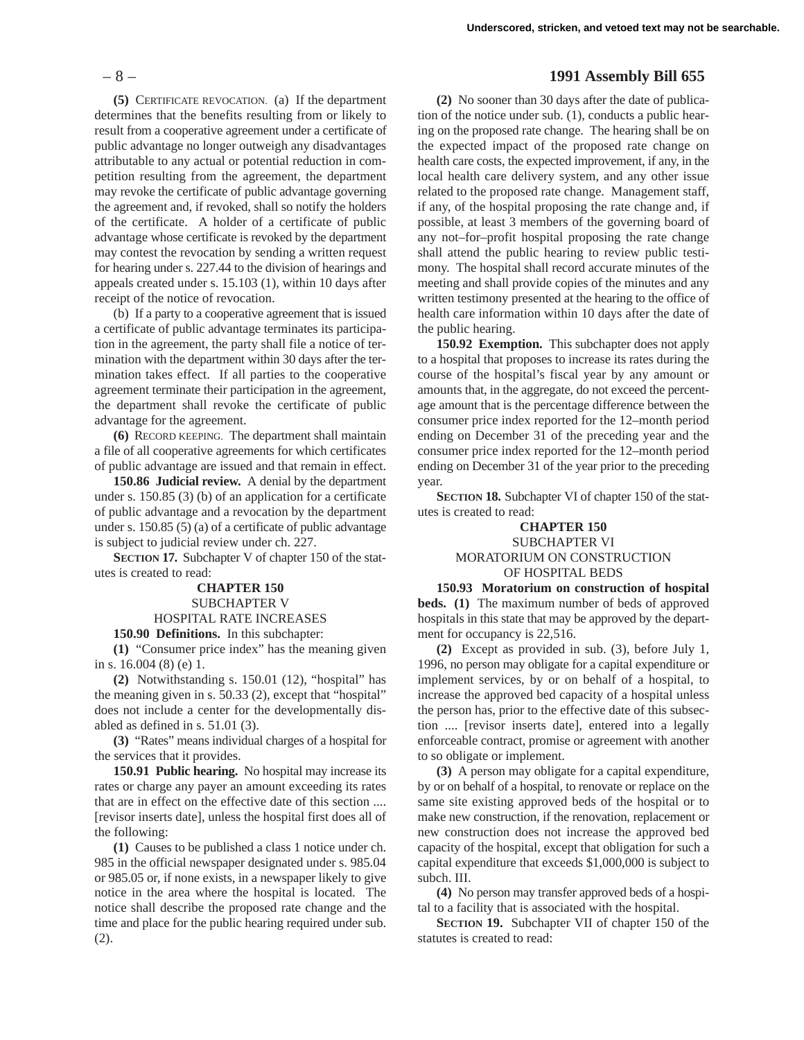**(5)** CERTIFICATE REVOCATION. (a) If the department determines that the benefits resulting from or likely to result from a cooperative agreement under a certificate of public advantage no longer outweigh any disadvantages attributable to any actual or potential reduction in competition resulting from the agreement, the department may revoke the certificate of public advantage governing the agreement and, if revoked, shall so notify the holders of the certificate. A holder of a certificate of public advantage whose certificate is revoked by the department may contest the revocation by sending a written request for hearing under s. 227.44 to the division of hearings and appeals created under s. 15.103 (1), within 10 days after receipt of the notice of revocation.

(b) If a party to a cooperative agreement that is issued a certificate of public advantage terminates its participation in the agreement, the party shall file a notice of termination with the department within 30 days after the termination takes effect. If all parties to the cooperative agreement terminate their participation in the agreement, the department shall revoke the certificate of public advantage for the agreement.

**(6)** RECORD KEEPING. The department shall maintain a file of all cooperative agreements for which certificates of public advantage are issued and that remain in effect.

**150.86 Judicial review.** A denial by the department under s. 150.85 (3) (b) of an application for a certificate of public advantage and a revocation by the department under s. 150.85 (5) (a) of a certificate of public advantage is subject to judicial review under ch. 227.

**SECTION 17.** Subchapter V of chapter 150 of the statutes is created to read:

**CHAPTER 150**
SUBCHAPTER V
HOSPITAL RATE INCREASES

**150.90 Definitions.** In this subchapter:

**(1)** "Consumer price index" has the meaning given in s. 16.004 (8) (e) 1.

**(2)** Notwithstanding s. 150.01 (12), "hospital" has the meaning given in s. 50.33 (2), except that "hospital" does not include a center for the developmentally disabled as defined in s. 51.01 (3).

**(3)** "Rates" means individual charges of a hospital for the services that it provides.

**150.91 Public hearing.** No hospital may increase its rates or charge any payer an amount exceeding its rates that are in effect on the effective date of this section .... [revisor inserts date], unless the hospital first does all of the following:

**(1)** Causes to be published a class 1 notice under ch. 985 in the official newspaper designated under s. 985.04 or 985.05 or, if none exists, in a newspaper likely to give notice in the area where the hospital is located. The notice shall describe the proposed rate change and the time and place for the public hearing required under sub. (2).

**(2)** No sooner than 30 days after the date of publication of the notice under sub. (1), conducts a public hearing on the proposed rate change. The hearing shall be on the expected impact of the proposed rate change on health care costs, the expected improvement, if any, in the local health care delivery system, and any other issue related to the proposed rate change. Management staff, if any, of the hospital proposing the rate change and, if possible, at least 3 members of the governing board of any not–for–profit hospital proposing the rate change shall attend the public hearing to review public testimony. The hospital shall record accurate minutes of the meeting and shall provide copies of the minutes and any written testimony presented at the hearing to the office of health care information within 10 days after the date of the public hearing.

**150.92 Exemption.** This subchapter does not apply to a hospital that proposes to increase its rates during the course of the hospital's fiscal year by any amount or amounts that, in the aggregate, do not exceed the percentage amount that is the percentage difference between the consumer price index reported for the 12–month period ending on December 31 of the preceding year and the consumer price index reported for the 12–month period ending on December 31 of the year prior to the preceding year.

**SECTION 18.** Subchapter VI of chapter 150 of the statutes is created to read:

**CHAPTER 150**
SUBCHAPTER VI
MORATORIUM ON CONSTRUCTION
OF HOSPITAL BEDS

**150.93 Moratorium on construction of hospital beds. (1)** The maximum number of beds of approved hospitals in this state that may be approved by the department for occupancy is 22,516.

**(2)** Except as provided in sub. (3), before July 1, 1996, no person may obligate for a capital expenditure or implement services, by or on behalf of a hospital, to increase the approved bed capacity of a hospital unless the person has, prior to the effective date of this subsection .... [revisor inserts date], entered into a legally enforceable contract, promise or agreement with another to so obligate or implement.

**(3)** A person may obligate for a capital expenditure, by or on behalf of a hospital, to renovate or replace on the same site existing approved beds of the hospital or to make new construction, if the renovation, replacement or new construction does not increase the approved bed capacity of the hospital, except that obligation for such a capital expenditure that exceeds $1,000,000 is subject to subch. III.

**(4)** No person may transfer approved beds of a hospital to a facility that is associated with the hospital.

**SECTION 19.** Subchapter VII of chapter 150 of the statutes is created to read: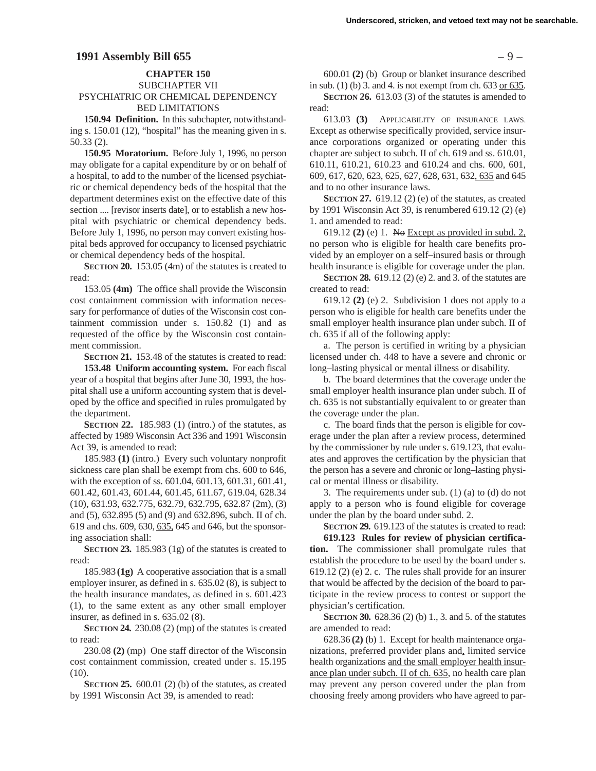**CHAPTER 150**
SUBCHAPTER VII
PSYCHIATRIC OR CHEMICAL DEPENDENCY BED LIMITATIONS

**150.94 Definition.** In this subchapter, notwithstanding s. 150.01 (12), "hospital" has the meaning given in s. 50.33 (2).

**150.95 Moratorium.** Before July 1, 1996, no person may obligate for a capital expenditure by or on behalf of a hospital, to add to the number of the licensed psychiatric or chemical dependency beds of the hospital that the department determines exist on the effective date of this section .... [revisor inserts date], or to establish a new hospital with psychiatric or chemical dependency beds. Before July 1, 1996, no person may convert existing hospital beds approved for occupancy to licensed psychiatric or chemical dependency beds of the hospital.

**SECTION 20.** 153.05 (4m) of the statutes is created to read:

153.05 **(4m)** The office shall provide the Wisconsin cost containment commission with information necessary for performance of duties of the Wisconsin cost containment commission under s. 150.82 (1) and as requested of the office by the Wisconsin cost containment commission.

**SECTION 21.** 153.48 of the statutes is created to read:

**153.48 Uniform accounting system.** For each fiscal year of a hospital that begins after June 30, 1993, the hospital shall use a uniform accounting system that is developed by the office and specified in rules promulgated by the department.

**SECTION 22.** 185.983 (1) (intro.) of the statutes, as affected by 1989 Wisconsin Act 336 and 1991 Wisconsin Act 39, is amended to read:

185.983 **(1)** (intro.) Every such voluntary nonprofit sickness care plan shall be exempt from chs. 600 to 646, with the exception of ss. 601.04, 601.13, 601.31, 601.41, 601.42, 601.43, 601.44, 601.45, 611.67, 619.04, 628.34 (10), 631.93, 632.775, 632.79, 632.795, 632.87 (2m), (3) and (5), 632.895 (5) and (9) and 632.896, subch. II of ch. 619 and chs. 609, 630, 635, 645 and 646, but the sponsoring association shall:

**SECTION 23.** 185.983 (1g) of the statutes is created to read:

185.983 **(1g)** A cooperative association that is a small employer insurer, as defined in s. 635.02 (8), is subject to the health insurance mandates, as defined in s. 601.423 (1), to the same extent as any other small employer insurer, as defined in s. 635.02 (8).

**SECTION 24.** 230.08 (2) (mp) of the statutes is created to read:

230.08 **(2)** (mp) One staff director of the Wisconsin cost containment commission, created under s. 15.195 (10).

**SECTION 25.** 600.01 (2) (b) of the statutes, as created by 1991 Wisconsin Act 39, is amended to read:

600.01 **(2)** (b) Group or blanket insurance described in sub. (1) (b) 3. and 4. is not exempt from ch. 633 or 635.

**SECTION 26.** 613.03 (3) of the statutes is amended to read:

613.03 **(3)** APPLICABILITY OF INSURANCE LAWS. Except as otherwise specifically provided, service insurance corporations organized or operating under this chapter are subject to subch. II of ch. 619 and ss. 610.01, 610.11, 610.21, 610.23 and 610.24 and chs. 600, 601, 609, 617, 620, 623, 625, 627, 628, 631, 632, 635 and 645 and to no other insurance laws.

**SECTION 27.** 619.12 (2) (e) of the statutes, as created by 1991 Wisconsin Act 39, is renumbered 619.12 (2) (e) 1. and amended to read:

619.12 **(2)** (e) 1. ~~No~~ Except as provided in subd. 2, no person who is eligible for health care benefits provided by an employer on a self–insured basis or through health insurance is eligible for coverage under the plan.

**SECTION 28.** 619.12 (2) (e) 2. and 3. of the statutes are created to read:

619.12 **(2)** (e) 2. Subdivision 1 does not apply to a person who is eligible for health care benefits under the small employer health insurance plan under subch. II of ch. 635 if all of the following apply:

a. The person is certified in writing by a physician licensed under ch. 448 to have a severe and chronic or long–lasting physical or mental illness or disability.

b. The board determines that the coverage under the small employer health insurance plan under subch. II of ch. 635 is not substantially equivalent to or greater than the coverage under the plan.

c. The board finds that the person is eligible for coverage under the plan after a review process, determined by the commissioner by rule under s. 619.123, that evaluates and approves the certification by the physician that the person has a severe and chronic or long–lasting physical or mental illness or disability.

3. The requirements under sub. (1) (a) to (d) do not apply to a person who is found eligible for coverage under the plan by the board under subd. 2.

**SECTION 29.** 619.123 of the statutes is created to read:

**619.123 Rules for review of physician certification.** The commissioner shall promulgate rules that establish the procedure to be used by the board under s. 619.12 (2) (e) 2. c. The rules shall provide for an insurer that would be affected by the decision of the board to participate in the review process to contest or support the physician's certification.

**SECTION 30.** 628.36 (2) (b) 1., 3. and 5. of the statutes are amended to read:

628.36 **(2)** (b) 1. Except for health maintenance organizations, preferred provider plans ~~and~~, limited service health organizations and the small employer health insurance plan under subch. II of ch. 635, no health care plan may prevent any person covered under the plan from choosing freely among providers who have agreed to par-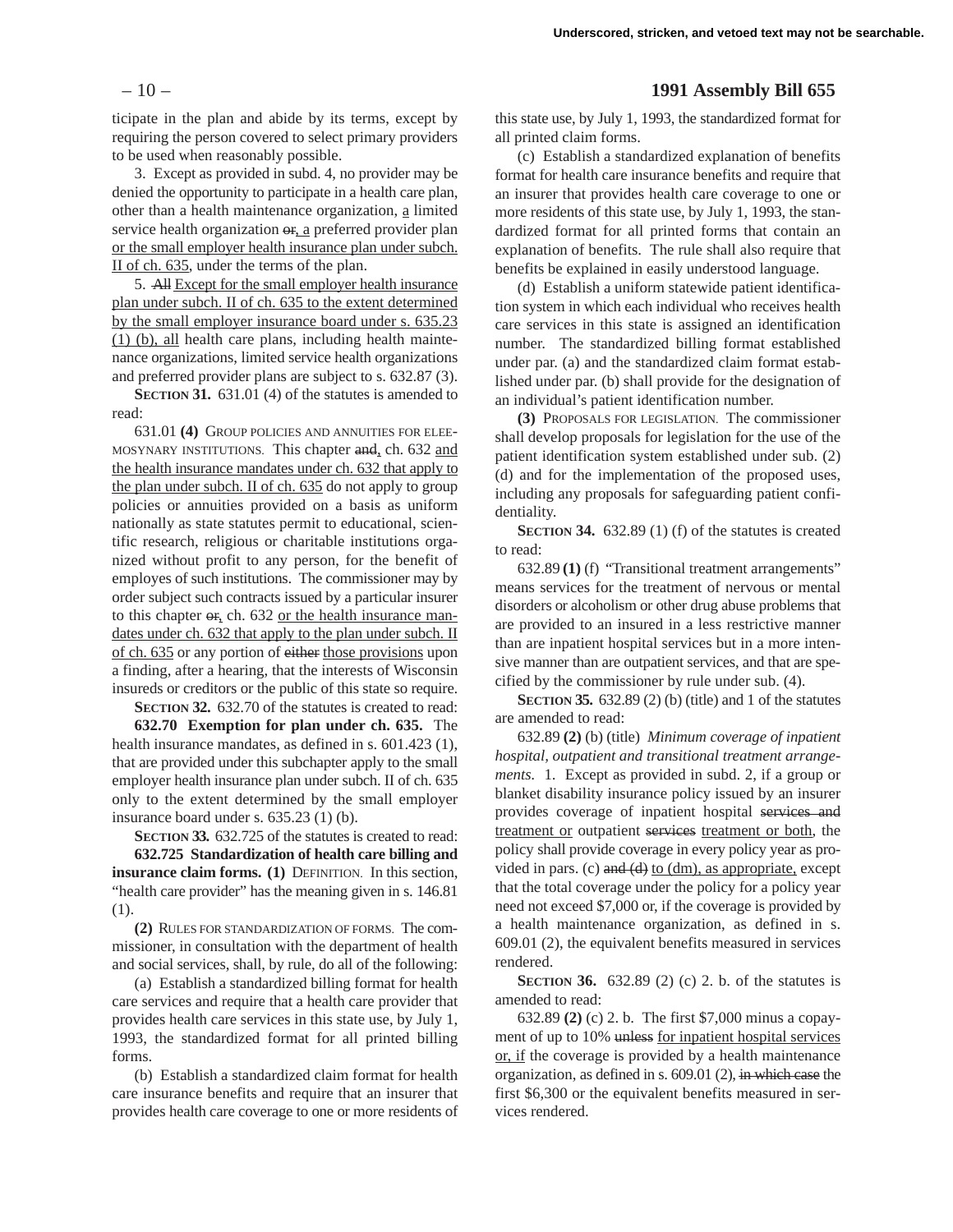ticipate in the plan and abide by its terms, except by requiring the person covered to select primary providers to be used when reasonably possible.

3. Except as provided in subd. 4, no provider may be denied the opportunity to participate in a health care plan, other than a health maintenance organization, <u>a</u> limited service health organization ~~or~~<u>, a</u> preferred provider plan <u>or the small employer health insurance plan under subch. II of ch. 635</u>, under the terms of the plan.

5. ~~All~~ <u>Except for the small employer health insurance plan under subch. II of ch. 635 to the extent determined by the small employer insurance board under s. 635.23 (1) (b), all</u> health care plans, including health maintenance organizations, limited service health organizations and preferred provider plans are subject to s. 632.87 (3).

**SECTION 31.** 631.01 (4) of the statutes is amended to read:

631.01 **(4)** GROUP POLICIES AND ANNUITIES FOR ELEEMOSYNARY INSTITUTIONS. This chapter ~~and~~<u>,</u> ch. 632 <u>and the health insurance mandates under ch. 632 that apply to the plan under subch. II of ch. 635</u> do not apply to group policies or annuities provided on a basis as uniform nationally as state statutes permit to educational, scientific research, religious or charitable institutions organized without profit to any person, for the benefit of employes of such institutions. The commissioner may by order subject such contracts issued by a particular insurer to this chapter ~~or~~<u>,</u> ch. 632 <u>or the health insurance mandates under ch. 632 that apply to the plan under subch. II of ch. 635</u> or any portion of ~~either~~ <u>those provisions</u> upon a finding, after a hearing, that the interests of Wisconsin insureds or creditors or the public of this state so require.

**SECTION 32.** 632.70 of the statutes is created to read:

**632.70 Exemption for plan under ch. 635.** The health insurance mandates, as defined in s. 601.423 (1), that are provided under this subchapter apply to the small employer health insurance plan under subch. II of ch. 635 only to the extent determined by the small employer insurance board under s. 635.23 (1) (b).

**SECTION 33.** 632.725 of the statutes is created to read:

**632.725 Standardization of health care billing and insurance claim forms. (1)** DEFINITION. In this section, "health care provider" has the meaning given in s. 146.81 (1).

**(2)** RULES FOR STANDARDIZATION OF FORMS. The commissioner, in consultation with the department of health and social services, shall, by rule, do all of the following:

(a) Establish a standardized billing format for health care services and require that a health care provider that provides health care services in this state use, by July 1, 1993, the standardized format for all printed billing forms.

(b) Establish a standardized claim format for health care insurance benefits and require that an insurer that provides health care coverage to one or more residents of this state use, by July 1, 1993, the standardized format for all printed claim forms.

(c) Establish a standardized explanation of benefits format for health care insurance benefits and require that an insurer that provides health care coverage to one or more residents of this state use, by July 1, 1993, the standardized format for all printed forms that contain an explanation of benefits. The rule shall also require that benefits be explained in easily understood language.

(d) Establish a uniform statewide patient identification system in which each individual who receives health care services in this state is assigned an identification number. The standardized billing format established under par. (a) and the standardized claim format established under par. (b) shall provide for the designation of an individual's patient identification number.

**(3)** PROPOSALS FOR LEGISLATION. The commissioner shall develop proposals for legislation for the use of the patient identification system established under sub. (2) (d) and for the implementation of the proposed uses, including any proposals for safeguarding patient confidentiality.

**SECTION 34.** 632.89 (1) (f) of the statutes is created to read:

632.89 **(1)** (f) "Transitional treatment arrangements" means services for the treatment of nervous or mental disorders or alcoholism or other drug abuse problems that are provided to an insured in a less restrictive manner than are inpatient hospital services but in a more intensive manner than are outpatient services, and that are specified by the commissioner by rule under sub. (4).

**SECTION 35.** 632.89 (2) (b) (title) and 1 of the statutes are amended to read:

632.89 **(2)** (b) (title) *Minimum coverage of inpatient hospital, outpatient and transitional treatment arrangements.* 1. Except as provided in subd. 2, if a group or blanket disability insurance policy issued by an insurer provides coverage of inpatient hospital ~~services and~~ <u>treatment or</u> outpatient ~~services~~ <u>treatment or both</u>, the policy shall provide coverage in every policy year as provided in pars. (c) ~~and (d)~~ <u>to (dm), as appropriate,</u> except that the total coverage under the policy for a policy year need not exceed $7,000 or, if the coverage is provided by a health maintenance organization, as defined in s. 609.01 (2), the equivalent benefits measured in services rendered.

**SECTION 36.** 632.89 (2) (c) 2. b. of the statutes is amended to read:

632.89 **(2)** (c) 2. b. The first $7,000 minus a copayment of up to 10% ~~unless~~ <u>for inpatient hospital services or, if</u> the coverage is provided by a health maintenance organization, as defined in s. 609.01 (2), ~~in which case~~ the first $6,300 or the equivalent benefits measured in services rendered.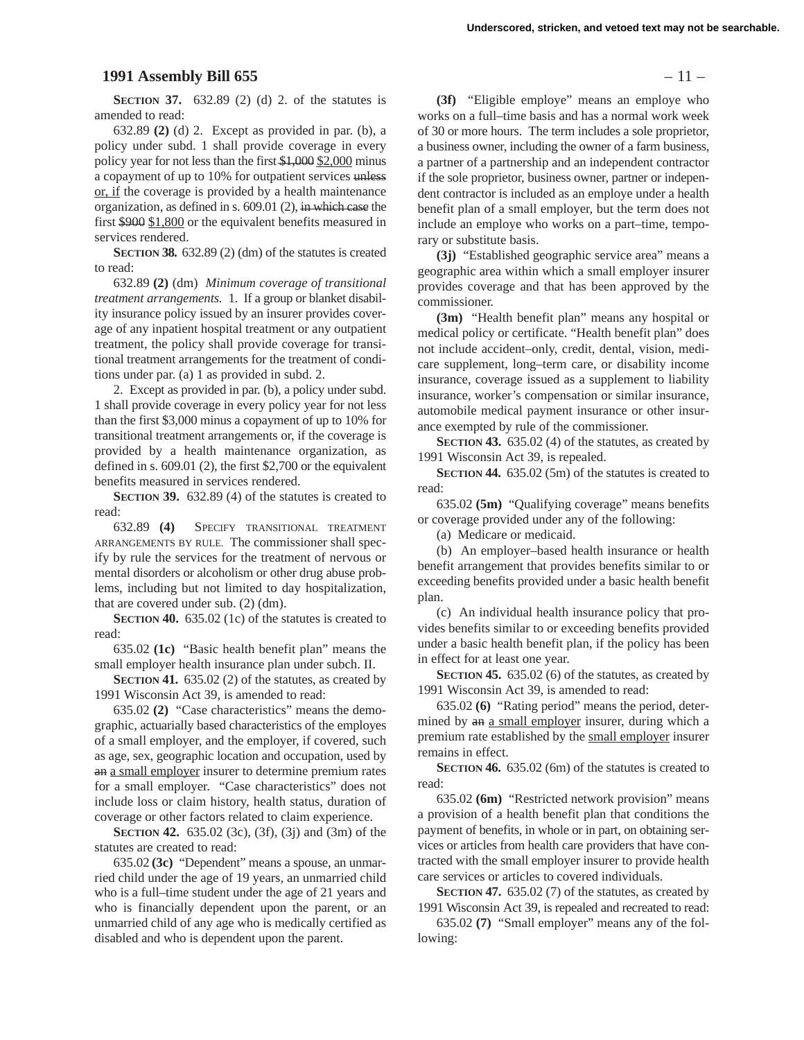**SECTION 37.** 632.89 (2) (d) 2. of the statutes is amended to read:

632.89 **(2)** (d) 2. Except as provided in par. (b), a policy under subd. 1 shall provide coverage in every policy year for not less than the first ~~$1,000~~ <u>$2,000</u> minus a copayment of up to 10% for outpatient services ~~unless~~ <u>or, if</u> the coverage is provided by a health maintenance organization, as defined in s. 609.01 (2), ~~in which case~~ the first ~~$900~~ <u>$1,800</u> or the equivalent benefits measured in services rendered.

**SECTION 38.** 632.89 (2) (dm) of the statutes is created to read:

632.89 **(2)** (dm) *Minimum coverage of transitional treatment arrangements.* 1. If a group or blanket disability insurance policy issued by an insurer provides coverage of any inpatient hospital treatment or any outpatient treatment, the policy shall provide coverage for transitional treatment arrangements for the treatment of conditions under par. (a) 1 as provided in subd. 2.

2. Except as provided in par. (b), a policy under subd. 1 shall provide coverage in every policy year for not less than the first $3,000 minus a copayment of up to 10% for transitional treatment arrangements or, if the coverage is provided by a health maintenance organization, as defined in s. 609.01 (2), the first $2,700 or the equivalent benefits measured in services rendered.

**SECTION 39.** 632.89 (4) of the statutes is created to read:

632.89 **(4)** SPECIFY TRANSITIONAL TREATMENT ARRANGEMENTS BY RULE. The commissioner shall specify by rule the services for the treatment of nervous or mental disorders or alcoholism or other drug abuse problems, including but not limited to day hospitalization, that are covered under sub. (2) (dm).

**SECTION 40.** 635.02 (1c) of the statutes is created to read:

635.02 **(1c)** "Basic health benefit plan" means the small employer health insurance plan under subch. II.

**SECTION 41.** 635.02 (2) of the statutes, as created by 1991 Wisconsin Act 39, is amended to read:

635.02 **(2)** "Case characteristics" means the demographic, actuarially based characteristics of the employes of a small employer, and the employer, if covered, such as age, sex, geographic location and occupation, used by ~~an~~ <u>a small employer</u> insurer to determine premium rates for a small employer. "Case characteristics" does not include loss or claim history, health status, duration of coverage or other factors related to claim experience.

**SECTION 42.** 635.02 (3c), (3f), (3j) and (3m) of the statutes are created to read:

635.02 **(3c)** "Dependent" means a spouse, an unmarried child under the age of 19 years, an unmarried child who is a full–time student under the age of 21 years and who is financially dependent upon the parent, or an unmarried child of any age who is medically certified as disabled and who is dependent upon the parent.

**(3f)** "Eligible employe" means an employe who works on a full–time basis and has a normal work week of 30 or more hours. The term includes a sole proprietor, a business owner, including the owner of a farm business, a partner of a partnership and an independent contractor if the sole proprietor, business owner, partner or independent contractor is included as an employe under a health benefit plan of a small employer, but the term does not include an employe who works on a part–time, temporary or substitute basis.

**(3j)** "Established geographic service area" means a geographic area within which a small employer insurer provides coverage and that has been approved by the commissioner.

**(3m)** "Health benefit plan" means any hospital or medical policy or certificate. "Health benefit plan" does not include accident–only, credit, dental, vision, medicare supplement, long–term care, or disability income insurance, coverage issued as a supplement to liability insurance, worker's compensation or similar insurance, automobile medical payment insurance or other insurance exempted by rule of the commissioner.

**SECTION 43.** 635.02 (4) of the statutes, as created by 1991 Wisconsin Act 39, is repealed.

**SECTION 44.** 635.02 (5m) of the statutes is created to read:

635.02 **(5m)** "Qualifying coverage" means benefits or coverage provided under any of the following:

(a) Medicare or medicaid.

(b) An employer–based health insurance or health benefit arrangement that provides benefits similar to or exceeding benefits provided under a basic health benefit plan.

(c) An individual health insurance policy that provides benefits similar to or exceeding benefits provided under a basic health benefit plan, if the policy has been in effect for at least one year.

**SECTION 45.** 635.02 (6) of the statutes, as created by 1991 Wisconsin Act 39, is amended to read:

635.02 **(6)** "Rating period" means the period, determined by ~~an~~ <u>a small employer</u> insurer, during which a premium rate established by the <u>small employer</u> insurer remains in effect.

**SECTION 46.** 635.02 (6m) of the statutes is created to read:

635.02 **(6m)** "Restricted network provision" means a provision of a health benefit plan that conditions the payment of benefits, in whole or in part, on obtaining services or articles from health care providers that have contracted with the small employer insurer to provide health care services or articles to covered individuals.

**SECTION 47.** 635.02 (7) of the statutes, as created by 1991 Wisconsin Act 39, is repealed and recreated to read:

635.02 **(7)** "Small employer" means any of the following: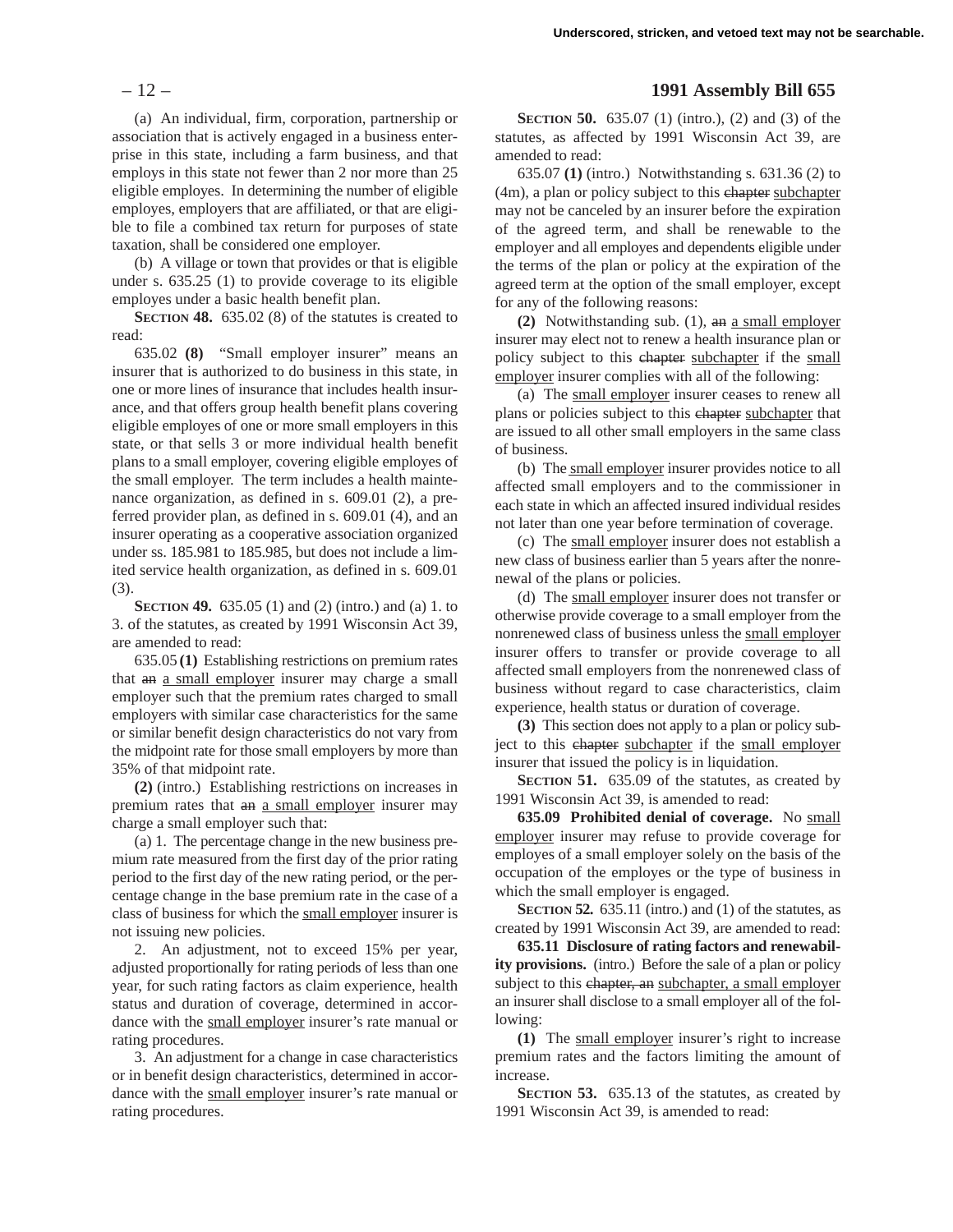(a) An individual, firm, corporation, partnership or association that is actively engaged in a business enterprise in this state, including a farm business, and that employs in this state not fewer than 2 nor more than 25 eligible employes. In determining the number of eligible employes, employers that are affiliated, or that are eligible to file a combined tax return for purposes of state taxation, shall be considered one employer.

(b) A village or town that provides or that is eligible under s. 635.25 (1) to provide coverage to its eligible employes under a basic health benefit plan.

**SECTION 48.** 635.02 (8) of the statutes is created to read:

635.02 **(8)** "Small employer insurer" means an insurer that is authorized to do business in this state, in one or more lines of insurance that includes health insurance, and that offers group health benefit plans covering eligible employes of one or more small employers in this state, or that sells 3 or more individual health benefit plans to a small employer, covering eligible employes of the small employer. The term includes a health maintenance organization, as defined in s. 609.01 (2), a preferred provider plan, as defined in s. 609.01 (4), and an insurer operating as a cooperative association organized under ss. 185.981 to 185.985, but does not include a limited service health organization, as defined in s. 609.01 (3).

**SECTION 49.** 635.05 (1) and (2) (intro.) and (a) 1. to 3. of the statutes, as created by 1991 Wisconsin Act 39, are amended to read:

635.05 **(1)** Establishing restrictions on premium rates that ~~an~~ a small employer insurer may charge a small employer such that the premium rates charged to small employers with similar case characteristics for the same or similar benefit design characteristics do not vary from the midpoint rate for those small employers by more than 35% of that midpoint rate.

**(2)** (intro.) Establishing restrictions on increases in premium rates that ~~an~~ a small employer insurer may charge a small employer such that:

(a) 1. The percentage change in the new business premium rate measured from the first day of the prior rating period to the first day of the new rating period, or the percentage change in the base premium rate in the case of a class of business for which the small employer insurer is not issuing new policies.

2. An adjustment, not to exceed 15% per year, adjusted proportionally for rating periods of less than one year, for such rating factors as claim experience, health status and duration of coverage, determined in accordance with the small employer insurer's rate manual or rating procedures.

3. An adjustment for a change in case characteristics or in benefit design characteristics, determined in accordance with the small employer insurer's rate manual or rating procedures.

**SECTION 50.** 635.07 (1) (intro.), (2) and (3) of the statutes, as affected by 1991 Wisconsin Act 39, are amended to read:

635.07 **(1)** (intro.) Notwithstanding s. 631.36 (2) to (4m), a plan or policy subject to this ~~chapter~~ subchapter may not be canceled by an insurer before the expiration of the agreed term, and shall be renewable to the employer and all employes and dependents eligible under the terms of the plan or policy at the expiration of the agreed term at the option of the small employer, except for any of the following reasons:

**(2)** Notwithstanding sub. (1), ~~an~~ a small employer insurer may elect not to renew a health insurance plan or policy subject to this ~~chapter~~ subchapter if the small employer insurer complies with all of the following:

(a) The small employer insurer ceases to renew all plans or policies subject to this ~~chapter~~ subchapter that are issued to all other small employers in the same class of business.

(b) The small employer insurer provides notice to all affected small employers and to the commissioner in each state in which an affected insured individual resides not later than one year before termination of coverage.

(c) The small employer insurer does not establish a new class of business earlier than 5 years after the nonrenewal of the plans or policies.

(d) The small employer insurer does not transfer or otherwise provide coverage to a small employer from the nonrenewed class of business unless the small employer insurer offers to transfer or provide coverage to all affected small employers from the nonrenewed class of business without regard to case characteristics, claim experience, health status or duration of coverage.

**(3)** This section does not apply to a plan or policy subject to this ~~chapter~~ subchapter if the small employer insurer that issued the policy is in liquidation.

**SECTION 51.** 635.09 of the statutes, as created by 1991 Wisconsin Act 39, is amended to read:

**635.09 Prohibited denial of coverage.** No small employer insurer may refuse to provide coverage for employes of a small employer solely on the basis of the occupation of the employes or the type of business in which the small employer is engaged.

**SECTION 52.** 635.11 (intro.) and (1) of the statutes, as created by 1991 Wisconsin Act 39, are amended to read:

**635.11 Disclosure of rating factors and renewability provisions.** (intro.) Before the sale of a plan or policy subject to this ~~chapter, an~~ subchapter, a small employer an insurer shall disclose to a small employer all of the following:

**(1)** The small employer insurer's right to increase premium rates and the factors limiting the amount of increase.

**SECTION 53.** 635.13 of the statutes, as created by 1991 Wisconsin Act 39, is amended to read: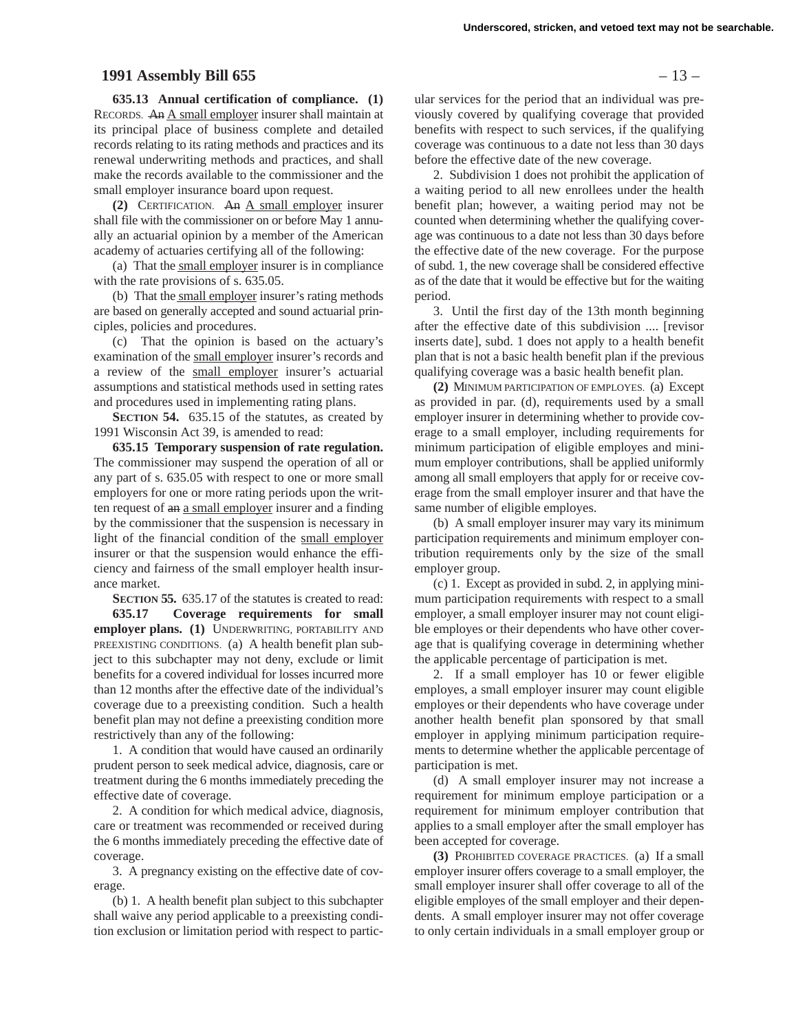**635.13 Annual certification of compliance. (1)** RECORDS. ~~An~~ A small employer insurer shall maintain at its principal place of business complete and detailed records relating to its rating methods and practices and its renewal underwriting methods and practices, and shall make the records available to the commissioner and the small employer insurance board upon request.

**(2)** CERTIFICATION. ~~An~~ A small employer insurer shall file with the commissioner on or before May 1 annually an actuarial opinion by a member of the American academy of actuaries certifying all of the following:

(a) That the small employer insurer is in compliance with the rate provisions of s. 635.05.

(b) That the small employer insurer's rating methods are based on generally accepted and sound actuarial principles, policies and procedures.

(c) That the opinion is based on the actuary's examination of the small employer insurer's records and a review of the small employer insurer's actuarial assumptions and statistical methods used in setting rates and procedures used in implementing rating plans.

**SECTION 54.** 635.15 of the statutes, as created by 1991 Wisconsin Act 39, is amended to read:

**635.15 Temporary suspension of rate regulation.** The commissioner may suspend the operation of all or any part of s. 635.05 with respect to one or more small employers for one or more rating periods upon the written request of ~~an~~ a small employer insurer and a finding by the commissioner that the suspension is necessary in light of the financial condition of the small employer insurer or that the suspension would enhance the efficiency and fairness of the small employer health insurance market.

**SECTION 55.** 635.17 of the statutes is created to read:

**635.17 Coverage requirements for small employer plans. (1)** UNDERWRITING, PORTABILITY AND PREEXISTING CONDITIONS. (a) A health benefit plan subject to this subchapter may not deny, exclude or limit benefits for a covered individual for losses incurred more than 12 months after the effective date of the individual's coverage due to a preexisting condition. Such a health benefit plan may not define a preexisting condition more restrictively than any of the following:

1. A condition that would have caused an ordinarily prudent person to seek medical advice, diagnosis, care or treatment during the 6 months immediately preceding the effective date of coverage.

2. A condition for which medical advice, diagnosis, care or treatment was recommended or received during the 6 months immediately preceding the effective date of coverage.

3. A pregnancy existing on the effective date of coverage.

(b) 1. A health benefit plan subject to this subchapter shall waive any period applicable to a preexisting condition exclusion or limitation period with respect to particular services for the period that an individual was previously covered by qualifying coverage that provided benefits with respect to such services, if the qualifying coverage was continuous to a date not less than 30 days before the effective date of the new coverage.

2. Subdivision 1 does not prohibit the application of a waiting period to all new enrollees under the health benefit plan; however, a waiting period may not be counted when determining whether the qualifying coverage was continuous to a date not less than 30 days before the effective date of the new coverage. For the purpose of subd. 1, the new coverage shall be considered effective as of the date that it would be effective but for the waiting period.

3. Until the first day of the 13th month beginning after the effective date of this subdivision .... [revisor inserts date], subd. 1 does not apply to a health benefit plan that is not a basic health benefit plan if the previous qualifying coverage was a basic health benefit plan.

**(2)** MINIMUM PARTICIPATION OF EMPLOYES. (a) Except as provided in par. (d), requirements used by a small employer insurer in determining whether to provide coverage to a small employer, including requirements for minimum participation of eligible employes and minimum employer contributions, shall be applied uniformly among all small employers that apply for or receive coverage from the small employer insurer and that have the same number of eligible employes.

(b) A small employer insurer may vary its minimum participation requirements and minimum employer contribution requirements only by the size of the small employer group.

(c) 1. Except as provided in subd. 2, in applying minimum participation requirements with respect to a small employer, a small employer insurer may not count eligible employes or their dependents who have other coverage that is qualifying coverage in determining whether the applicable percentage of participation is met.

2. If a small employer has 10 or fewer eligible employes, a small employer insurer may count eligible employes or their dependents who have coverage under another health benefit plan sponsored by that small employer in applying minimum participation requirements to determine whether the applicable percentage of participation is met.

(d) A small employer insurer may not increase a requirement for minimum employe participation or a requirement for minimum employer contribution that applies to a small employer after the small employer has been accepted for coverage.

**(3)** PROHIBITED COVERAGE PRACTICES. (a) If a small employer insurer offers coverage to a small employer, the small employer insurer shall offer coverage to all of the eligible employes of the small employer and their dependents. A small employer insurer may not offer coverage to only certain individuals in a small employer group or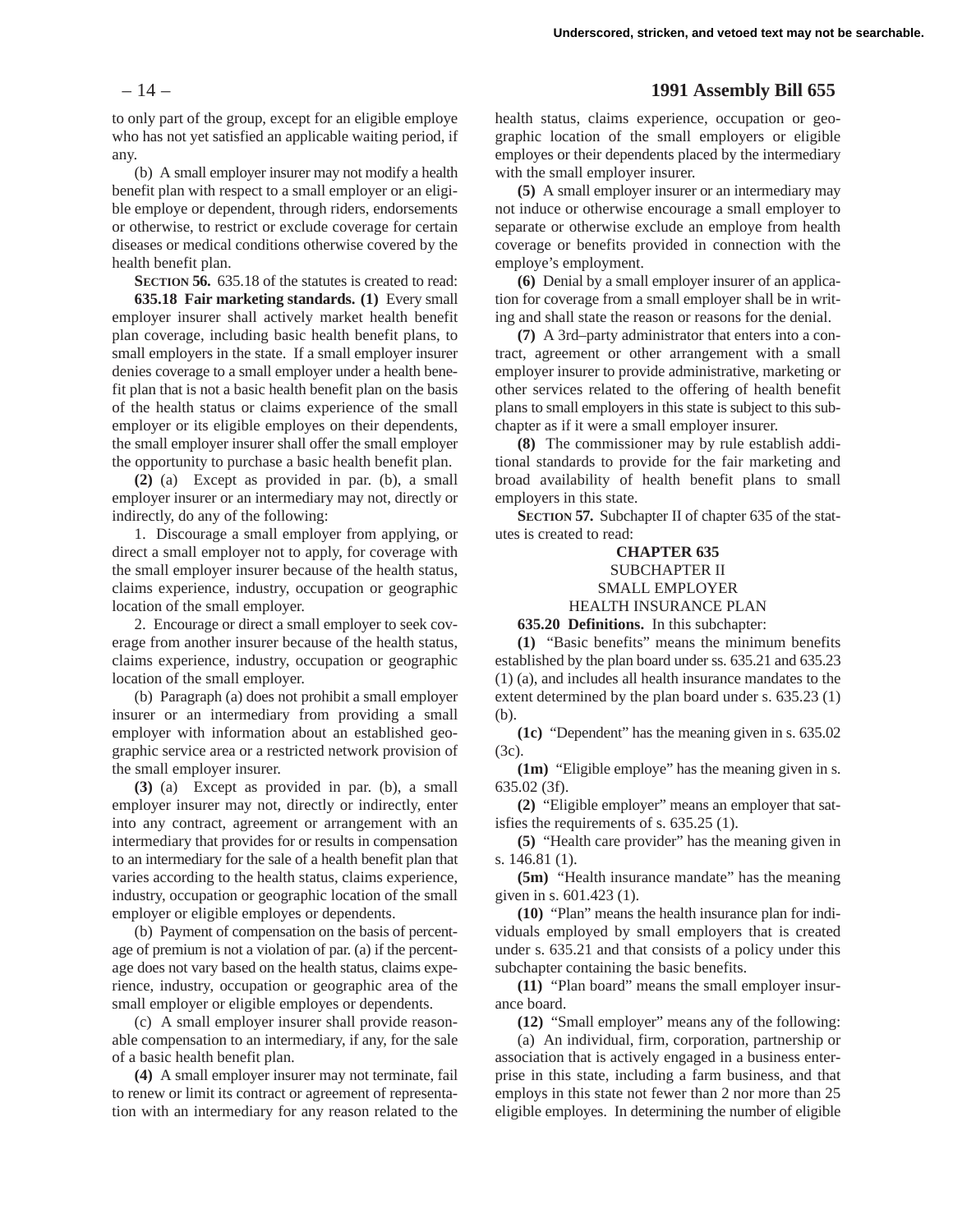to only part of the group, except for an eligible employe who has not yet satisfied an applicable waiting period, if any.

(b) A small employer insurer may not modify a health benefit plan with respect to a small employer or an eligible employe or dependent, through riders, endorsements or otherwise, to restrict or exclude coverage for certain diseases or medical conditions otherwise covered by the health benefit plan.

**SECTION 56.** 635.18 of the statutes is created to read:

**635.18 Fair marketing standards. (1)** Every small employer insurer shall actively market health benefit plan coverage, including basic health benefit plans, to small employers in the state. If a small employer insurer denies coverage to a small employer under a health benefit plan that is not a basic health benefit plan on the basis of the health status or claims experience of the small employer or its eligible employes on their dependents, the small employer insurer shall offer the small employer the opportunity to purchase a basic health benefit plan.

**(2)** (a) Except as provided in par. (b), a small employer insurer or an intermediary may not, directly or indirectly, do any of the following:

1. Discourage a small employer from applying, or direct a small employer not to apply, for coverage with the small employer insurer because of the health status, claims experience, industry, occupation or geographic location of the small employer.

2. Encourage or direct a small employer to seek coverage from another insurer because of the health status, claims experience, industry, occupation or geographic location of the small employer.

(b) Paragraph (a) does not prohibit a small employer insurer or an intermediary from providing a small employer with information about an established geographic service area or a restricted network provision of the small employer insurer.

**(3)** (a) Except as provided in par. (b), a small employer insurer may not, directly or indirectly, enter into any contract, agreement or arrangement with an intermediary that provides for or results in compensation to an intermediary for the sale of a health benefit plan that varies according to the health status, claims experience, industry, occupation or geographic location of the small employer or eligible employes or dependents.

(b) Payment of compensation on the basis of percentage of premium is not a violation of par. (a) if the percentage does not vary based on the health status, claims experience, industry, occupation or geographic area of the small employer or eligible employes or dependents.

(c) A small employer insurer shall provide reasonable compensation to an intermediary, if any, for the sale of a basic health benefit plan.

**(4)** A small employer insurer may not terminate, fail to renew or limit its contract or agreement of representation with an intermediary for any reason related to the health status, claims experience, occupation or geographic location of the small employers or eligible employes or their dependents placed by the intermediary with the small employer insurer.

**(5)** A small employer insurer or an intermediary may not induce or otherwise encourage a small employer to separate or otherwise exclude an employe from health coverage or benefits provided in connection with the employe's employment.

**(6)** Denial by a small employer insurer of an application for coverage from a small employer shall be in writing and shall state the reason or reasons for the denial.

**(7)** A 3rd–party administrator that enters into a contract, agreement or other arrangement with a small employer insurer to provide administrative, marketing or other services related to the offering of health benefit plans to small employers in this state is subject to this subchapter as if it were a small employer insurer.

**(8)** The commissioner may by rule establish additional standards to provide for the fair marketing and broad availability of health benefit plans to small employers in this state.

**SECTION 57.** Subchapter II of chapter 635 of the statutes is created to read:

**CHAPTER 635**

SUBCHAPTER II
SMALL EMPLOYER
HEALTH INSURANCE PLAN

**635.20 Definitions.** In this subchapter:

**(1)** "Basic benefits" means the minimum benefits established by the plan board under ss. 635.21 and 635.23 (1) (a), and includes all health insurance mandates to the extent determined by the plan board under s. 635.23 (1) (b).

**(1c)** "Dependent" has the meaning given in s. 635.02 (3c).

**(1m)** "Eligible employe" has the meaning given in s. 635.02 (3f).

**(2)** "Eligible employer" means an employer that satisfies the requirements of s. 635.25 (1).

**(5)** "Health care provider" has the meaning given in s. 146.81 (1).

**(5m)** "Health insurance mandate" has the meaning given in s. 601.423 (1).

**(10)** "Plan" means the health insurance plan for individuals employed by small employers that is created under s. 635.21 and that consists of a policy under this subchapter containing the basic benefits.

**(11)** "Plan board" means the small employer insurance board.

**(12)** "Small employer" means any of the following:

(a) An individual, firm, corporation, partnership or association that is actively engaged in a business enterprise in this state, including a farm business, and that employs in this state not fewer than 2 nor more than 25 eligible employes. In determining the number of eligible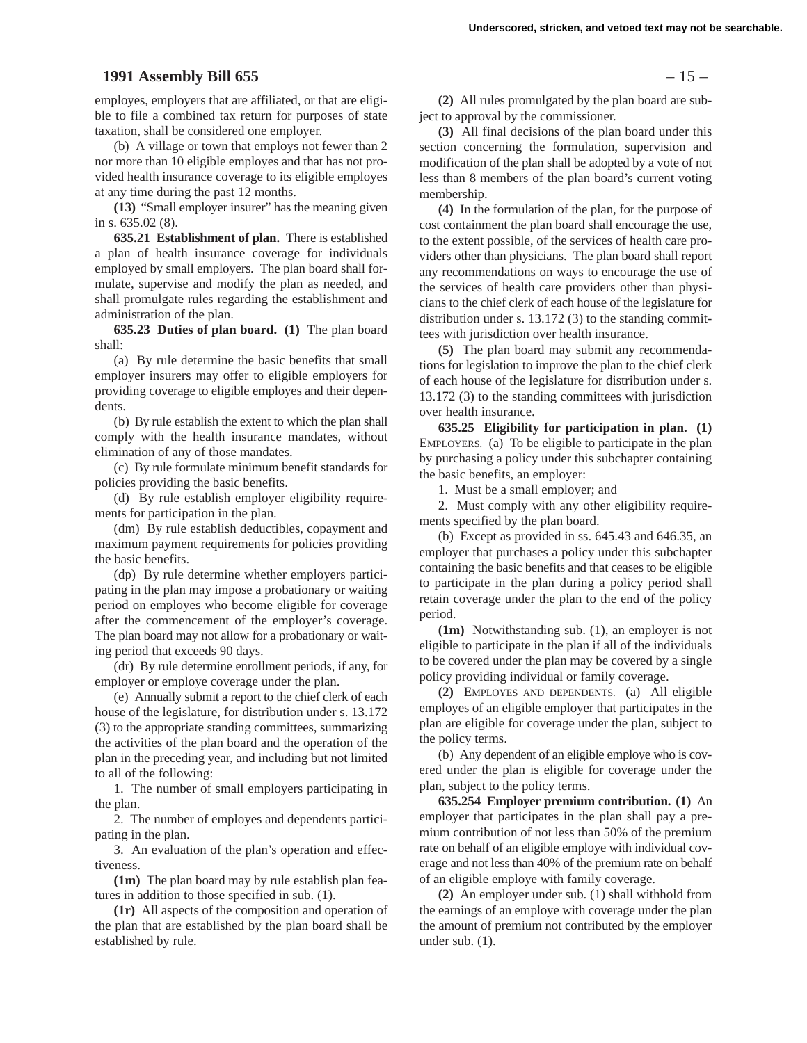employes, employers that are affiliated, or that are eligible to file a combined tax return for purposes of state taxation, shall be considered one employer.

(b) A village or town that employs not fewer than 2 nor more than 10 eligible employes and that has not provided health insurance coverage to its eligible employes at any time during the past 12 months.

**(13)** "Small employer insurer" has the meaning given in s. 635.02 (8).

**635.21 Establishment of plan.** There is established a plan of health insurance coverage for individuals employed by small employers. The plan board shall formulate, supervise and modify the plan as needed, and shall promulgate rules regarding the establishment and administration of the plan.

**635.23 Duties of plan board. (1)** The plan board shall:

(a) By rule determine the basic benefits that small employer insurers may offer to eligible employers for providing coverage to eligible employes and their dependents.

(b) By rule establish the extent to which the plan shall comply with the health insurance mandates, without elimination of any of those mandates.

(c) By rule formulate minimum benefit standards for policies providing the basic benefits.

(d) By rule establish employer eligibility requirements for participation in the plan.

(dm) By rule establish deductibles, copayment and maximum payment requirements for policies providing the basic benefits.

(dp) By rule determine whether employers participating in the plan may impose a probationary or waiting period on employes who become eligible for coverage after the commencement of the employer's coverage. The plan board may not allow for a probationary or waiting period that exceeds 90 days.

(dr) By rule determine enrollment periods, if any, for employer or employe coverage under the plan.

(e) Annually submit a report to the chief clerk of each house of the legislature, for distribution under s. 13.172 (3) to the appropriate standing committees, summarizing the activities of the plan board and the operation of the plan in the preceding year, and including but not limited to all of the following:

1. The number of small employers participating in the plan.

2. The number of employes and dependents participating in the plan.

3. An evaluation of the plan's operation and effectiveness.

**(1m)** The plan board may by rule establish plan features in addition to those specified in sub. (1).

**(1r)** All aspects of the composition and operation of the plan that are established by the plan board shall be established by rule.

**(2)** All rules promulgated by the plan board are subject to approval by the commissioner.

**(3)** All final decisions of the plan board under this section concerning the formulation, supervision and modification of the plan shall be adopted by a vote of not less than 8 members of the plan board's current voting membership.

**(4)** In the formulation of the plan, for the purpose of cost containment the plan board shall encourage the use, to the extent possible, of the services of health care providers other than physicians. The plan board shall report any recommendations on ways to encourage the use of the services of health care providers other than physicians to the chief clerk of each house of the legislature for distribution under s. 13.172 (3) to the standing committees with jurisdiction over health insurance.

**(5)** The plan board may submit any recommendations for legislation to improve the plan to the chief clerk of each house of the legislature for distribution under s. 13.172 (3) to the standing committees with jurisdiction over health insurance.

**635.25 Eligibility for participation in plan. (1)** EMPLOYERS. (a) To be eligible to participate in the plan by purchasing a policy under this subchapter containing the basic benefits, an employer:

1. Must be a small employer; and

2. Must comply with any other eligibility requirements specified by the plan board.

(b) Except as provided in ss. 645.43 and 646.35, an employer that purchases a policy under this subchapter containing the basic benefits and that ceases to be eligible to participate in the plan during a policy period shall retain coverage under the plan to the end of the policy period.

**(1m)** Notwithstanding sub. (1), an employer is not eligible to participate in the plan if all of the individuals to be covered under the plan may be covered by a single policy providing individual or family coverage.

**(2)** EMPLOYES AND DEPENDENTS. (a) All eligible employes of an eligible employer that participates in the plan are eligible for coverage under the plan, subject to the policy terms.

(b) Any dependent of an eligible employe who is covered under the plan is eligible for coverage under the plan, subject to the policy terms.

**635.254 Employer premium contribution. (1)** An employer that participates in the plan shall pay a premium contribution of not less than 50% of the premium rate on behalf of an eligible employe with individual coverage and not less than 40% of the premium rate on behalf of an eligible employe with family coverage.

**(2)** An employer under sub. (1) shall withhold from the earnings of an employe with coverage under the plan the amount of premium not contributed by the employer under sub. (1).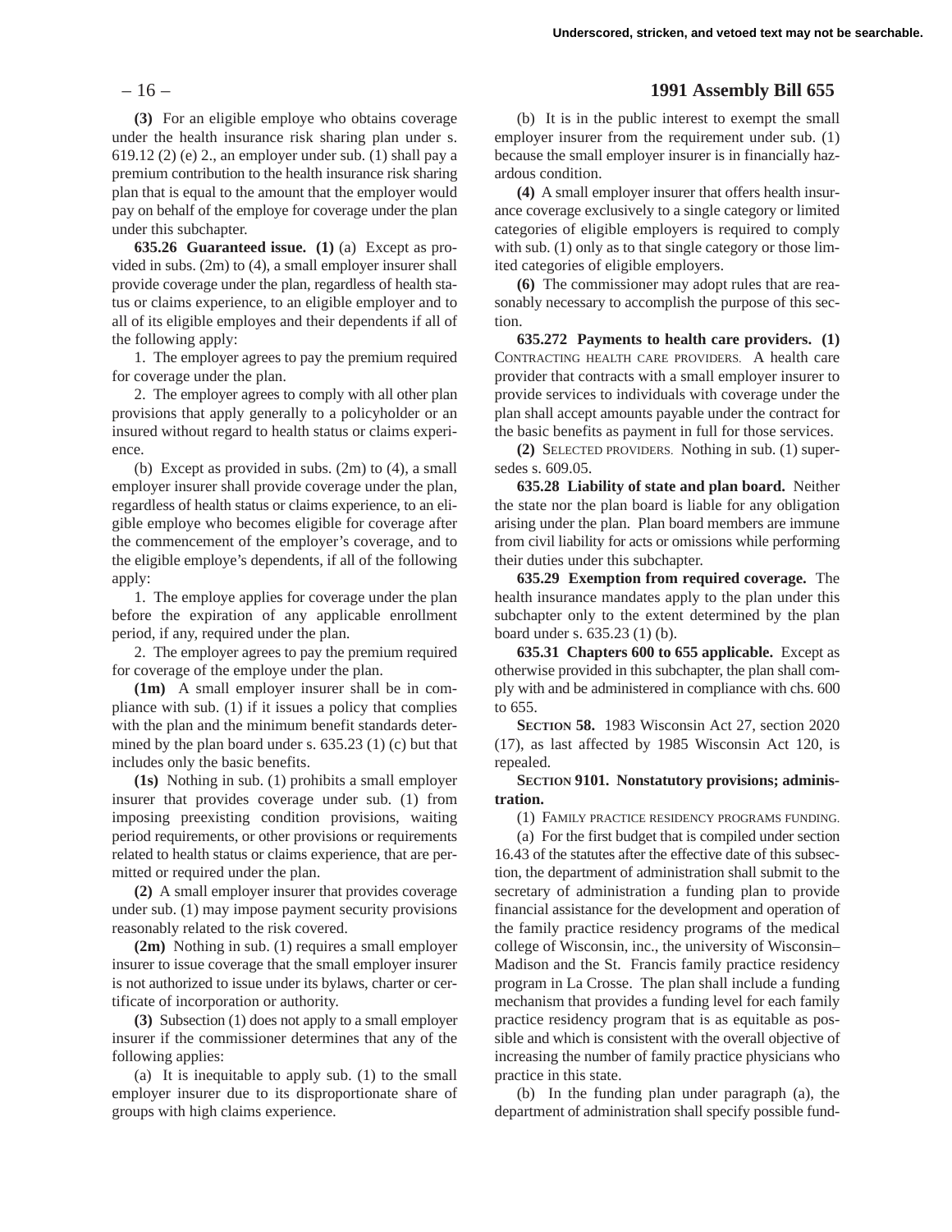**(3)** For an eligible employe who obtains coverage under the health insurance risk sharing plan under s. 619.12 (2) (e) 2., an employer under sub. (1) shall pay a premium contribution to the health insurance risk sharing plan that is equal to the amount that the employer would pay on behalf of the employe for coverage under the plan under this subchapter.

**635.26 Guaranteed issue. (1)** (a) Except as provided in subs. (2m) to (4), a small employer insurer shall provide coverage under the plan, regardless of health status or claims experience, to an eligible employer and to all of its eligible employes and their dependents if all of the following apply:

1. The employer agrees to pay the premium required for coverage under the plan.

2. The employer agrees to comply with all other plan provisions that apply generally to a policyholder or an insured without regard to health status or claims experience.

(b) Except as provided in subs. (2m) to (4), a small employer insurer shall provide coverage under the plan, regardless of health status or claims experience, to an eligible employe who becomes eligible for coverage after the commencement of the employer's coverage, and to the eligible employe's dependents, if all of the following apply:

1. The employe applies for coverage under the plan before the expiration of any applicable enrollment period, if any, required under the plan.

2. The employer agrees to pay the premium required for coverage of the employe under the plan.

**(1m)** A small employer insurer shall be in compliance with sub. (1) if it issues a policy that complies with the plan and the minimum benefit standards determined by the plan board under s. 635.23 (1) (c) but that includes only the basic benefits.

**(1s)** Nothing in sub. (1) prohibits a small employer insurer that provides coverage under sub. (1) from imposing preexisting condition provisions, waiting period requirements, or other provisions or requirements related to health status or claims experience, that are permitted or required under the plan.

**(2)** A small employer insurer that provides coverage under sub. (1) may impose payment security provisions reasonably related to the risk covered.

**(2m)** Nothing in sub. (1) requires a small employer insurer to issue coverage that the small employer insurer is not authorized to issue under its bylaws, charter or certificate of incorporation or authority.

**(3)** Subsection (1) does not apply to a small employer insurer if the commissioner determines that any of the following applies:

(a) It is inequitable to apply sub. (1) to the small employer insurer due to its disproportionate share of groups with high claims experience.

(b) It is in the public interest to exempt the small employer insurer from the requirement under sub. (1) because the small employer insurer is in financially hazardous condition.

**(4)** A small employer insurer that offers health insurance coverage exclusively to a single category or limited categories of eligible employers is required to comply with sub. (1) only as to that single category or those limited categories of eligible employers.

**(6)** The commissioner may adopt rules that are reasonably necessary to accomplish the purpose of this section.

**635.272 Payments to health care providers. (1)** CONTRACTING HEALTH CARE PROVIDERS. A health care provider that contracts with a small employer insurer to provide services to individuals with coverage under the plan shall accept amounts payable under the contract for the basic benefits as payment in full for those services.

**(2)** SELECTED PROVIDERS. Nothing in sub. (1) supersedes s. 609.05.

**635.28 Liability of state and plan board.** Neither the state nor the plan board is liable for any obligation arising under the plan. Plan board members are immune from civil liability for acts or omissions while performing their duties under this subchapter.

**635.29 Exemption from required coverage.** The health insurance mandates apply to the plan under this subchapter only to the extent determined by the plan board under s. 635.23 (1) (b).

**635.31 Chapters 600 to 655 applicable.** Except as otherwise provided in this subchapter, the plan shall comply with and be administered in compliance with chs. 600 to 655.

**SECTION 58.** 1983 Wisconsin Act 27, section 2020 (17), as last affected by 1985 Wisconsin Act 120, is repealed.

**SECTION 9101. Nonstatutory provisions; administration.**

(1) FAMILY PRACTICE RESIDENCY PROGRAMS FUNDING.

(a) For the first budget that is compiled under section 16.43 of the statutes after the effective date of this subsection, the department of administration shall submit to the secretary of administration a funding plan to provide financial assistance for the development and operation of the family practice residency programs of the medical college of Wisconsin, inc., the university of Wisconsin–Madison and the St. Francis family practice residency program in La Crosse. The plan shall include a funding mechanism that provides a funding level for each family practice residency program that is as equitable as possible and which is consistent with the overall objective of increasing the number of family practice physicians who practice in this state.

(b) In the funding plan under paragraph (a), the department of administration shall specify possible fund-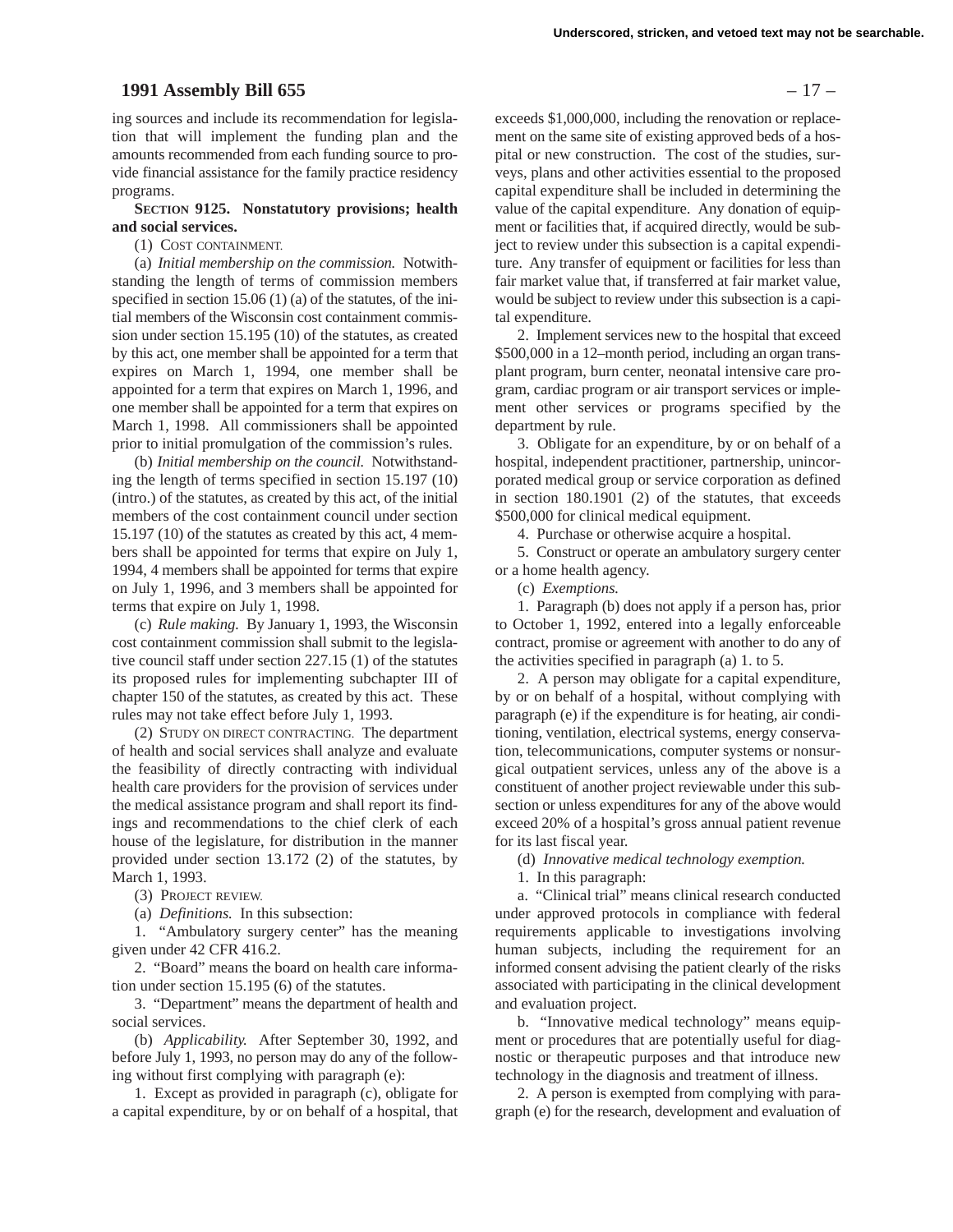ing sources and include its recommendation for legislation that will implement the funding plan and the amounts recommended from each funding source to provide financial assistance for the family practice residency programs.

**SECTION 9125. Nonstatutory provisions; health and social services.**

(1) COST CONTAINMENT.

(a) *Initial membership on the commission.* Notwithstanding the length of terms of commission members specified in section 15.06 (1) (a) of the statutes, of the initial members of the Wisconsin cost containment commission under section 15.195 (10) of the statutes, as created by this act, one member shall be appointed for a term that expires on March 1, 1994, one member shall be appointed for a term that expires on March 1, 1996, and one member shall be appointed for a term that expires on March 1, 1998. All commissioners shall be appointed prior to initial promulgation of the commission's rules.

(b) *Initial membership on the council.* Notwithstanding the length of terms specified in section 15.197 (10) (intro.) of the statutes, as created by this act, of the initial members of the cost containment council under section 15.197 (10) of the statutes as created by this act, 4 members shall be appointed for terms that expire on July 1, 1994, 4 members shall be appointed for terms that expire on July 1, 1996, and 3 members shall be appointed for terms that expire on July 1, 1998.

(c) *Rule making.* By January 1, 1993, the Wisconsin cost containment commission shall submit to the legislative council staff under section 227.15 (1) of the statutes its proposed rules for implementing subchapter III of chapter 150 of the statutes, as created by this act. These rules may not take effect before July 1, 1993.

(2) STUDY ON DIRECT CONTRACTING. The department of health and social services shall analyze and evaluate the feasibility of directly contracting with individual health care providers for the provision of services under the medical assistance program and shall report its findings and recommendations to the chief clerk of each house of the legislature, for distribution in the manner provided under section 13.172 (2) of the statutes, by March 1, 1993.

(3) PROJECT REVIEW.

(a) *Definitions.* In this subsection:

1. "Ambulatory surgery center" has the meaning given under 42 CFR 416.2.

2. "Board" means the board on health care information under section 15.195 (6) of the statutes.

3. "Department" means the department of health and social services.

(b) *Applicability.* After September 30, 1992, and before July 1, 1993, no person may do any of the following without first complying with paragraph (e):

1. Except as provided in paragraph (c), obligate for a capital expenditure, by or on behalf of a hospital, that exceeds $1,000,000, including the renovation or replacement on the same site of existing approved beds of a hospital or new construction. The cost of the studies, surveys, plans and other activities essential to the proposed capital expenditure shall be included in determining the value of the capital expenditure. Any donation of equipment or facilities that, if acquired directly, would be subject to review under this subsection is a capital expenditure. Any transfer of equipment or facilities for less than fair market value that, if transferred at fair market value, would be subject to review under this subsection is a capital expenditure.

2. Implement services new to the hospital that exceed $500,000 in a 12–month period, including an organ transplant program, burn center, neonatal intensive care program, cardiac program or air transport services or implement other services or programs specified by the department by rule.

3. Obligate for an expenditure, by or on behalf of a hospital, independent practitioner, partnership, unincorporated medical group or service corporation as defined in section 180.1901 (2) of the statutes, that exceeds $500,000 for clinical medical equipment.

4. Purchase or otherwise acquire a hospital.

5. Construct or operate an ambulatory surgery center or a home health agency.

(c) *Exemptions.*

1. Paragraph (b) does not apply if a person has, prior to October 1, 1992, entered into a legally enforceable contract, promise or agreement with another to do any of the activities specified in paragraph (a) 1. to 5.

2. A person may obligate for a capital expenditure, by or on behalf of a hospital, without complying with paragraph (e) if the expenditure is for heating, air conditioning, ventilation, electrical systems, energy conservation, telecommunications, computer systems or nonsurgical outpatient services, unless any of the above is a constituent of another project reviewable under this subsection or unless expenditures for any of the above would exceed 20% of a hospital's gross annual patient revenue for its last fiscal year.

(d) *Innovative medical technology exemption.*

1. In this paragraph:

a. "Clinical trial" means clinical research conducted under approved protocols in compliance with federal requirements applicable to investigations involving human subjects, including the requirement for an informed consent advising the patient clearly of the risks associated with participating in the clinical development and evaluation project.

b. "Innovative medical technology" means equipment or procedures that are potentially useful for diagnostic or therapeutic purposes and that introduce new technology in the diagnosis and treatment of illness.

2. A person is exempted from complying with paragraph (e) for the research, development and evaluation of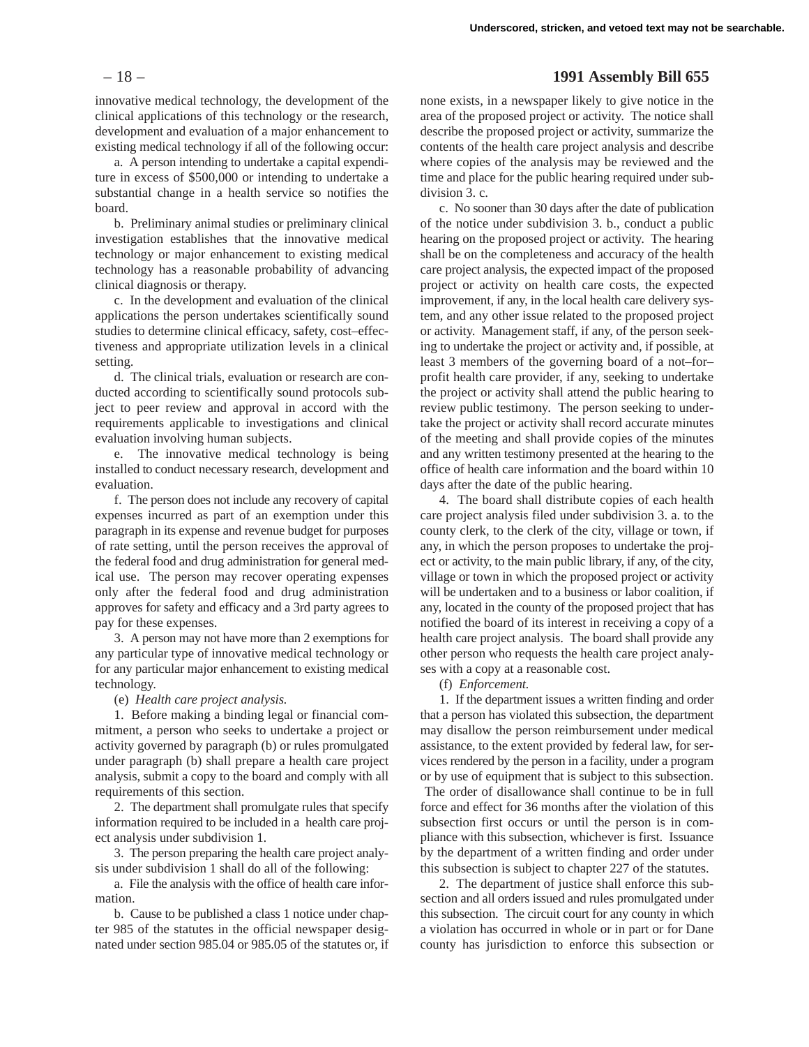innovative medical technology, the development of the clinical applications of this technology or the research, development and evaluation of a major enhancement to existing medical technology if all of the following occur:

a. A person intending to undertake a capital expenditure in excess of $500,000 or intending to undertake a substantial change in a health service so notifies the board.

b. Preliminary animal studies or preliminary clinical investigation establishes that the innovative medical technology or major enhancement to existing medical technology has a reasonable probability of advancing clinical diagnosis or therapy.

c. In the development and evaluation of the clinical applications the person undertakes scientifically sound studies to determine clinical efficacy, safety, cost–effectiveness and appropriate utilization levels in a clinical setting.

d. The clinical trials, evaluation or research are conducted according to scientifically sound protocols subject to peer review and approval in accord with the requirements applicable to investigations and clinical evaluation involving human subjects.

e. The innovative medical technology is being installed to conduct necessary research, development and evaluation.

f. The person does not include any recovery of capital expenses incurred as part of an exemption under this paragraph in its expense and revenue budget for purposes of rate setting, until the person receives the approval of the federal food and drug administration for general medical use. The person may recover operating expenses only after the federal food and drug administration approves for safety and efficacy and a 3rd party agrees to pay for these expenses.

3. A person may not have more than 2 exemptions for any particular type of innovative medical technology or for any particular major enhancement to existing medical technology.

(e) *Health care project analysis.*

1. Before making a binding legal or financial commitment, a person who seeks to undertake a project or activity governed by paragraph (b) or rules promulgated under paragraph (b) shall prepare a health care project analysis, submit a copy to the board and comply with all requirements of this section.

2. The department shall promulgate rules that specify information required to be included in a health care project analysis under subdivision 1.

3. The person preparing the health care project analysis under subdivision 1 shall do all of the following:

a. File the analysis with the office of health care information.

b. Cause to be published a class 1 notice under chapter 985 of the statutes in the official newspaper designated under section 985.04 or 985.05 of the statutes or, if none exists, in a newspaper likely to give notice in the area of the proposed project or activity. The notice shall describe the proposed project or activity, summarize the contents of the health care project analysis and describe where copies of the analysis may be reviewed and the time and place for the public hearing required under subdivision 3. c.

c. No sooner than 30 days after the date of publication of the notice under subdivision 3. b., conduct a public hearing on the proposed project or activity. The hearing shall be on the completeness and accuracy of the health care project analysis, the expected impact of the proposed project or activity on health care costs, the expected improvement, if any, in the local health care delivery system, and any other issue related to the proposed project or activity. Management staff, if any, of the person seeking to undertake the project or activity and, if possible, at least 3 members of the governing board of a not–for–profit health care provider, if any, seeking to undertake the project or activity shall attend the public hearing to review public testimony. The person seeking to undertake the project or activity shall record accurate minutes of the meeting and shall provide copies of the minutes and any written testimony presented at the hearing to the office of health care information and the board within 10 days after the date of the public hearing.

4. The board shall distribute copies of each health care project analysis filed under subdivision 3. a. to the county clerk, to the clerk of the city, village or town, if any, in which the person proposes to undertake the project or activity, to the main public library, if any, of the city, village or town in which the proposed project or activity will be undertaken and to a business or labor coalition, if any, located in the county of the proposed project that has notified the board of its interest in receiving a copy of a health care project analysis. The board shall provide any other person who requests the health care project analyses with a copy at a reasonable cost.

(f) *Enforcement.*

1. If the department issues a written finding and order that a person has violated this subsection, the department may disallow the person reimbursement under medical assistance, to the extent provided by federal law, for services rendered by the person in a facility, under a program or by use of equipment that is subject to this subsection. The order of disallowance shall continue to be in full force and effect for 36 months after the violation of this subsection first occurs or until the person is in compliance with this subsection, whichever is first. Issuance by the department of a written finding and order under this subsection is subject to chapter 227 of the statutes.

2. The department of justice shall enforce this subsection and all orders issued and rules promulgated under this subsection. The circuit court for any county in which a violation has occurred in whole or in part or for Dane county has jurisdiction to enforce this subsection or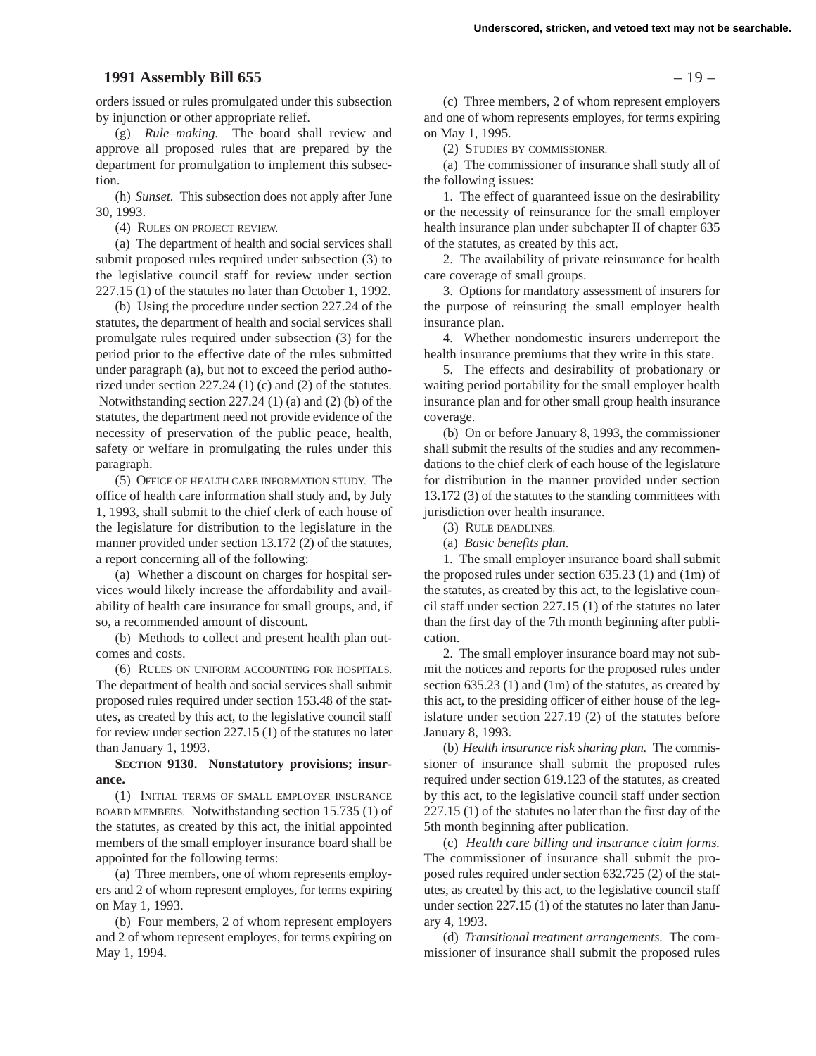orders issued or rules promulgated under this subsection by injunction or other appropriate relief.

(g) *Rule–making.* The board shall review and approve all proposed rules that are prepared by the department for promulgation to implement this subsection.

(h) *Sunset.* This subsection does not apply after June 30, 1993.

(4) RULES ON PROJECT REVIEW.

(a) The department of health and social services shall submit proposed rules required under subsection (3) to the legislative council staff for review under section 227.15 (1) of the statutes no later than October 1, 1992.

(b) Using the procedure under section 227.24 of the statutes, the department of health and social services shall promulgate rules required under subsection (3) for the period prior to the effective date of the rules submitted under paragraph (a), but not to exceed the period authorized under section 227.24 (1) (c) and (2) of the statutes. Notwithstanding section 227.24 (1) (a) and (2) (b) of the statutes, the department need not provide evidence of the necessity of preservation of the public peace, health, safety or welfare in promulgating the rules under this paragraph.

(5) OFFICE OF HEALTH CARE INFORMATION STUDY. The office of health care information shall study and, by July 1, 1993, shall submit to the chief clerk of each house of the legislature for distribution to the legislature in the manner provided under section 13.172 (2) of the statutes, a report concerning all of the following:

(a) Whether a discount on charges for hospital services would likely increase the affordability and availability of health care insurance for small groups, and, if so, a recommended amount of discount.

(b) Methods to collect and present health plan outcomes and costs.

(6) RULES ON UNIFORM ACCOUNTING FOR HOSPITALS. The department of health and social services shall submit proposed rules required under section 153.48 of the statutes, as created by this act, to the legislative council staff for review under section 227.15 (1) of the statutes no later than January 1, 1993.

**SECTION 9130. Nonstatutory provisions; insurance.**

(1) INITIAL TERMS OF SMALL EMPLOYER INSURANCE BOARD MEMBERS. Notwithstanding section 15.735 (1) of the statutes, as created by this act, the initial appointed members of the small employer insurance board shall be appointed for the following terms:

(a) Three members, one of whom represents employers and 2 of whom represent employes, for terms expiring on May 1, 1993.

(b) Four members, 2 of whom represent employers and 2 of whom represent employes, for terms expiring on May 1, 1994.

(c) Three members, 2 of whom represent employers and one of whom represents employes, for terms expiring on May 1, 1995.

(2) STUDIES BY COMMISSIONER.

(a) The commissioner of insurance shall study all of the following issues:

1. The effect of guaranteed issue on the desirability or the necessity of reinsurance for the small employer health insurance plan under subchapter II of chapter 635 of the statutes, as created by this act.

2. The availability of private reinsurance for health care coverage of small groups.

3. Options for mandatory assessment of insurers for the purpose of reinsuring the small employer health insurance plan.

4. Whether nondomestic insurers underreport the health insurance premiums that they write in this state.

5. The effects and desirability of probationary or waiting period portability for the small employer health insurance plan and for other small group health insurance coverage.

(b) On or before January 8, 1993, the commissioner shall submit the results of the studies and any recommendations to the chief clerk of each house of the legislature for distribution in the manner provided under section 13.172 (3) of the statutes to the standing committees with jurisdiction over health insurance.

(3) RULE DEADLINES.

(a) *Basic benefits plan.*

1. The small employer insurance board shall submit the proposed rules under section 635.23 (1) and (1m) of the statutes, as created by this act, to the legislative council staff under section 227.15 (1) of the statutes no later than the first day of the 7th month beginning after publication.

2. The small employer insurance board may not submit the notices and reports for the proposed rules under section 635.23 (1) and (1m) of the statutes, as created by this act, to the presiding officer of either house of the legislature under section 227.19 (2) of the statutes before January 8, 1993.

(b) *Health insurance risk sharing plan.* The commissioner of insurance shall submit the proposed rules required under section 619.123 of the statutes, as created by this act, to the legislative council staff under section 227.15 (1) of the statutes no later than the first day of the 5th month beginning after publication.

(c) *Health care billing and insurance claim forms.* The commissioner of insurance shall submit the proposed rules required under section 632.725 (2) of the statutes, as created by this act, to the legislative council staff under section 227.15 (1) of the statutes no later than January 4, 1993.

(d) *Transitional treatment arrangements.* The commissioner of insurance shall submit the proposed rules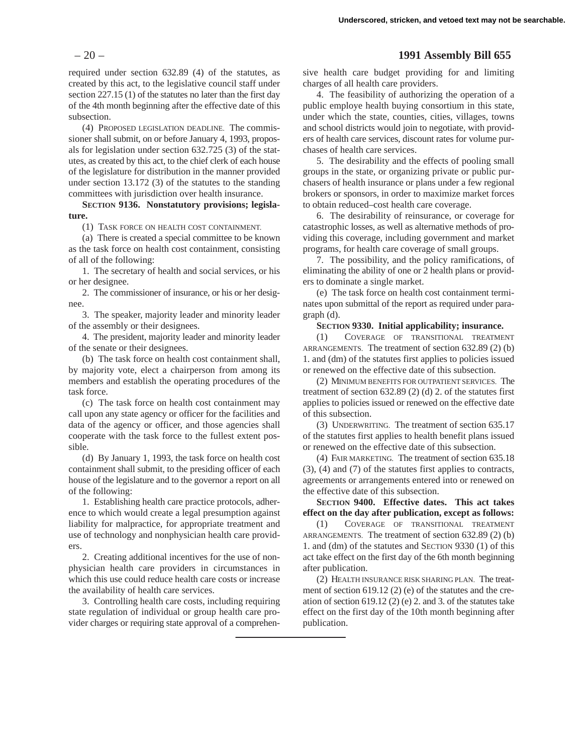required under section 632.89 (4) of the statutes, as created by this act, to the legislative council staff under section 227.15 (1) of the statutes no later than the first day of the 4th month beginning after the effective date of this subsection.

(4) PROPOSED LEGISLATION DEADLINE. The commissioner shall submit, on or before January 4, 1993, proposals for legislation under section 632.725 (3) of the statutes, as created by this act, to the chief clerk of each house of the legislature for distribution in the manner provided under section 13.172 (3) of the statutes to the standing committees with jurisdiction over health insurance.

**SECTION 9136. Nonstatutory provisions; legislature.**

(1) TASK FORCE ON HEALTH COST CONTAINMENT.

(a) There is created a special committee to be known as the task force on health cost containment, consisting of all of the following:

1. The secretary of health and social services, or his or her designee.

2. The commissioner of insurance, or his or her designee.

3. The speaker, majority leader and minority leader of the assembly or their designees.

4. The president, majority leader and minority leader of the senate or their designees.

(b) The task force on health cost containment shall, by majority vote, elect a chairperson from among its members and establish the operating procedures of the task force.

(c) The task force on health cost containment may call upon any state agency or officer for the facilities and data of the agency or officer, and those agencies shall cooperate with the task force to the fullest extent possible.

(d) By January 1, 1993, the task force on health cost containment shall submit, to the presiding officer of each house of the legislature and to the governor a report on all of the following:

1. Establishing health care practice protocols, adherence to which would create a legal presumption against liability for malpractice, for appropriate treatment and use of technology and nonphysician health care providers.

2. Creating additional incentives for the use of nonphysician health care providers in circumstances in which this use could reduce health care costs or increase the availability of health care services.

3. Controlling health care costs, including requiring state regulation of individual or group health care provider charges or requiring state approval of a comprehensive health care budget providing for and limiting charges of all health care providers.

4. The feasibility of authorizing the operation of a public employe health buying consortium in this state, under which the state, counties, cities, villages, towns and school districts would join to negotiate, with providers of health care services, discount rates for volume purchases of health care services.

5. The desirability and the effects of pooling small groups in the state, or organizing private or public purchasers of health insurance or plans under a few regional brokers or sponsors, in order to maximize market forces to obtain reduced–cost health care coverage.

6. The desirability of reinsurance, or coverage for catastrophic losses, as well as alternative methods of providing this coverage, including government and market programs, for health care coverage of small groups.

7. The possibility, and the policy ramifications, of eliminating the ability of one or 2 health plans or providers to dominate a single market.

(e) The task force on health cost containment terminates upon submittal of the report as required under paragraph (d).

**SECTION 9330. Initial applicability; insurance.**

(1) COVERAGE OF TRANSITIONAL TREATMENT ARRANGEMENTS. The treatment of section 632.89 (2) (b) 1. and (dm) of the statutes first applies to policies issued or renewed on the effective date of this subsection.

(2) MINIMUM BENEFITS FOR OUTPATIENT SERVICES. The treatment of section 632.89 (2) (d) 2. of the statutes first applies to policies issued or renewed on the effective date of this subsection.

(3) UNDERWRITING. The treatment of section 635.17 of the statutes first applies to health benefit plans issued or renewed on the effective date of this subsection.

(4) FAIR MARKETING. The treatment of section 635.18 (3), (4) and (7) of the statutes first applies to contracts, agreements or arrangements entered into or renewed on the effective date of this subsection.

**SECTION 9400. Effective dates. This act takes effect on the day after publication, except as follows:**

(1) COVERAGE OF TRANSITIONAL TREATMENT ARRANGEMENTS. The treatment of section 632.89 (2) (b) 1. and (dm) of the statutes and SECTION 9330 (1) of this act take effect on the first day of the 6th month beginning after publication.

(2) HEALTH INSURANCE RISK SHARING PLAN. The treatment of section 619.12 (2) (e) of the statutes and the creation of section 619.12 (2) (e) 2. and 3. of the statutes take effect on the first day of the 10th month beginning after publication.